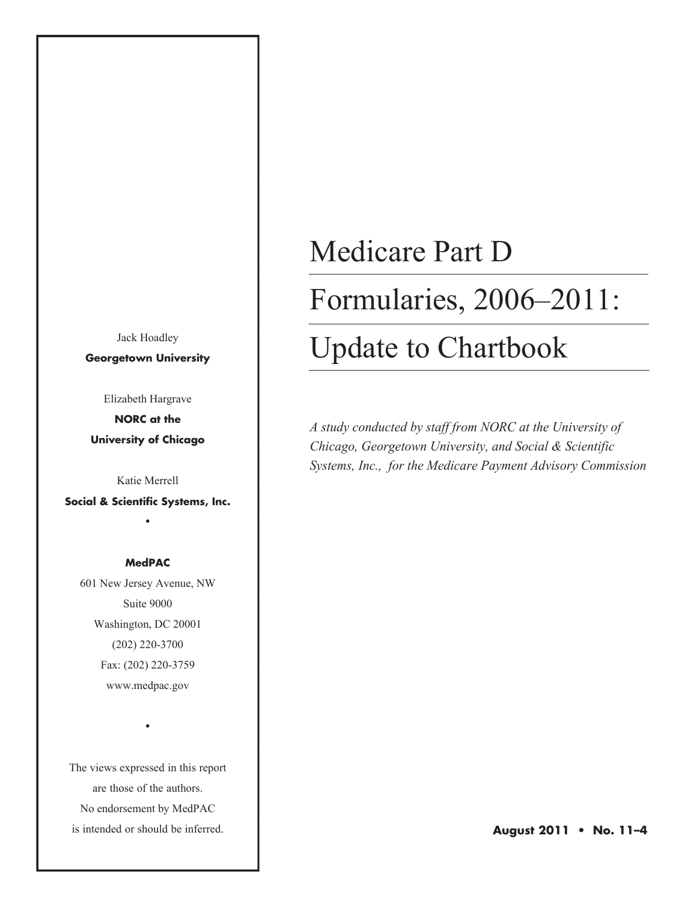# Medicare Part D Formularies, 2006–2011: Update to Chartbook

*A study conducted by staff from NORC at the University of Chicago, Georgetown University, and Social & Scientific Systems, Inc., for the Medicare Payment Advisory Commission*

Jack Hoadley
**Georgetown University**

Elizabeth Hargrave
**NORC at the University of Chicago**

Katie Merrell
**Social & Scientific Systems, Inc.**

•

**MedPAC**
601 New Jersey Avenue, NW
Suite 9000
Washington, DC 20001
(202) 220-3700
Fax: (202) 220-3759
www.medpac.gov

•

The views expressed in this report are those of the authors. No endorsement by MedPAC is intended or should be inferred.

**August 2011 • No. 11–4**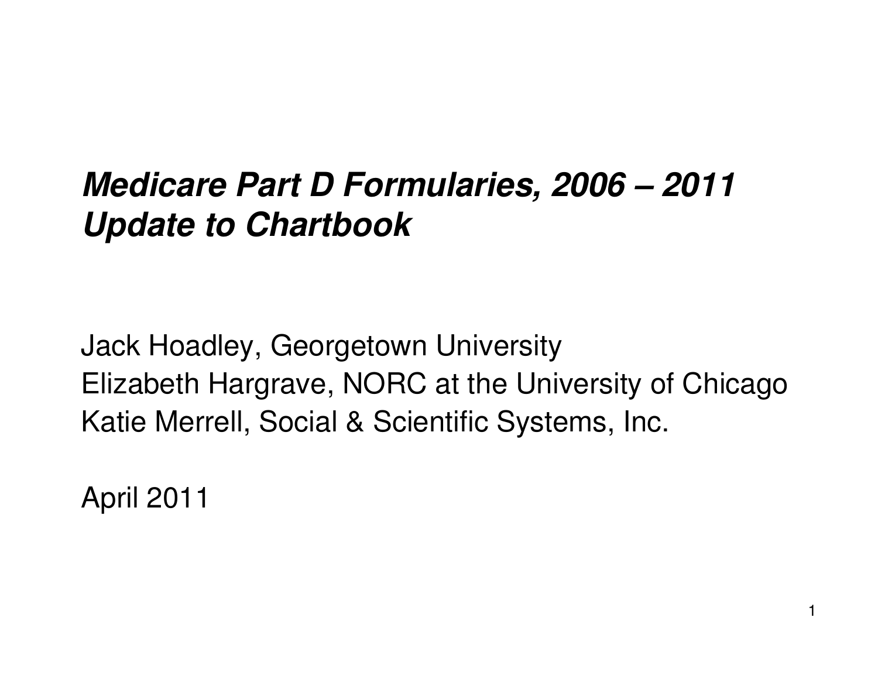# *Medicare Part D Formularies, 2006 – 2011 Update to Chartbook*

Jack Hoadley, Georgetown University
Elizabeth Hargrave, NORC at the University of Chicago
Katie Merrell, Social & Scientific Systems, Inc.

April 2011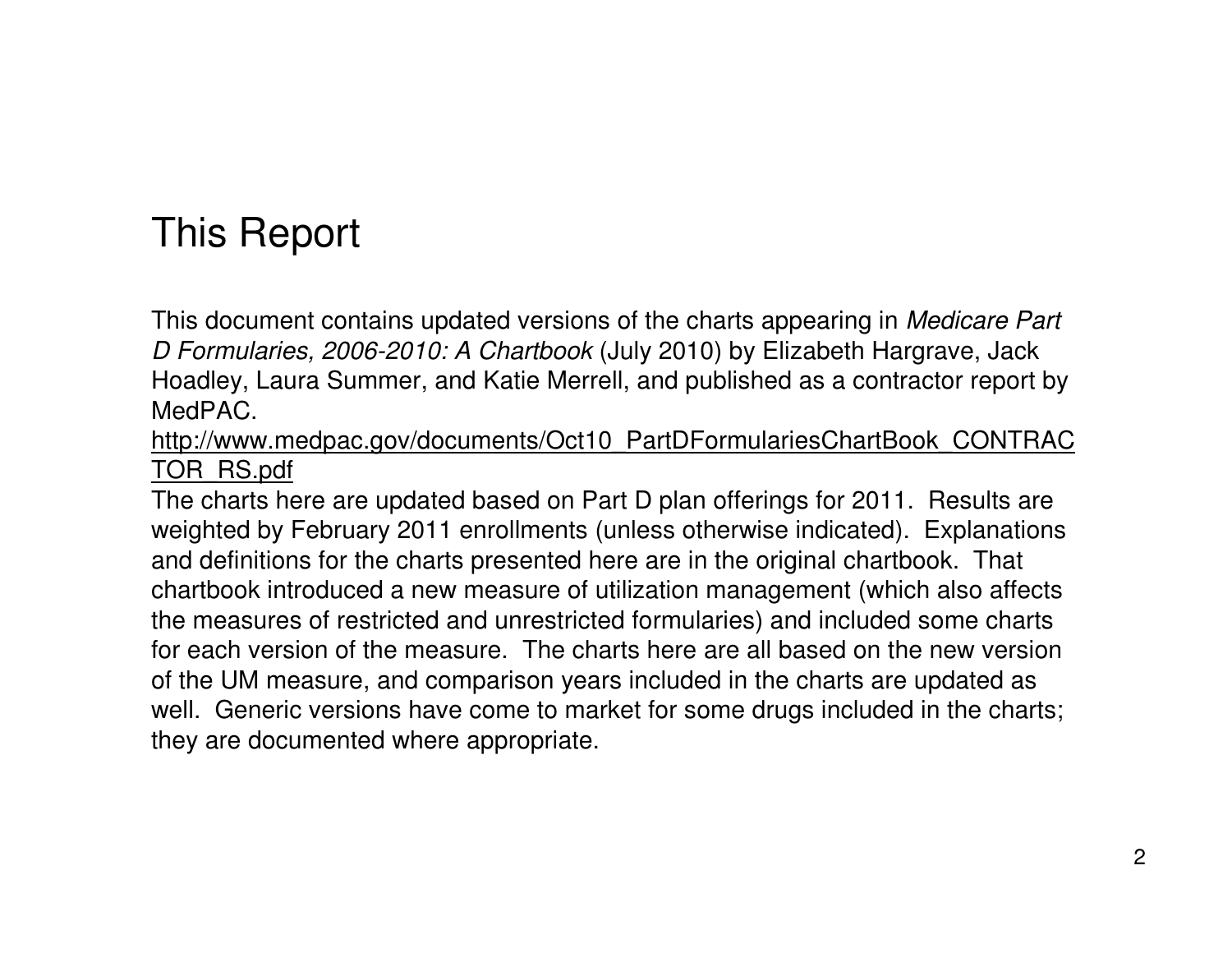# This Report

This document contains updated versions of the charts appearing in *Medicare Part D Formularies, 2006-2010: A Chartbook* (July 2010) by Elizabeth Hargrave, Jack Hoadley, Laura Summer, and Katie Merrell, and published as a contractor report by MedPAC.

http://www.medpac.gov/documents/Oct10_PartDFormulariesChartBook_CONTRACTOR_RS.pdf

The charts here are updated based on Part D plan offerings for 2011. Results are weighted by February 2011 enrollments (unless otherwise indicated). Explanations and definitions for the charts presented here are in the original chartbook. That chartbook introduced a new measure of utilization management (which also affects the measures of restricted and unrestricted formularies) and included some charts for each version of the measure. The charts here are all based on the new version of the UM measure, and comparison years included in the charts are updated as well. Generic versions have come to market for some drugs included in the charts; they are documented where appropriate.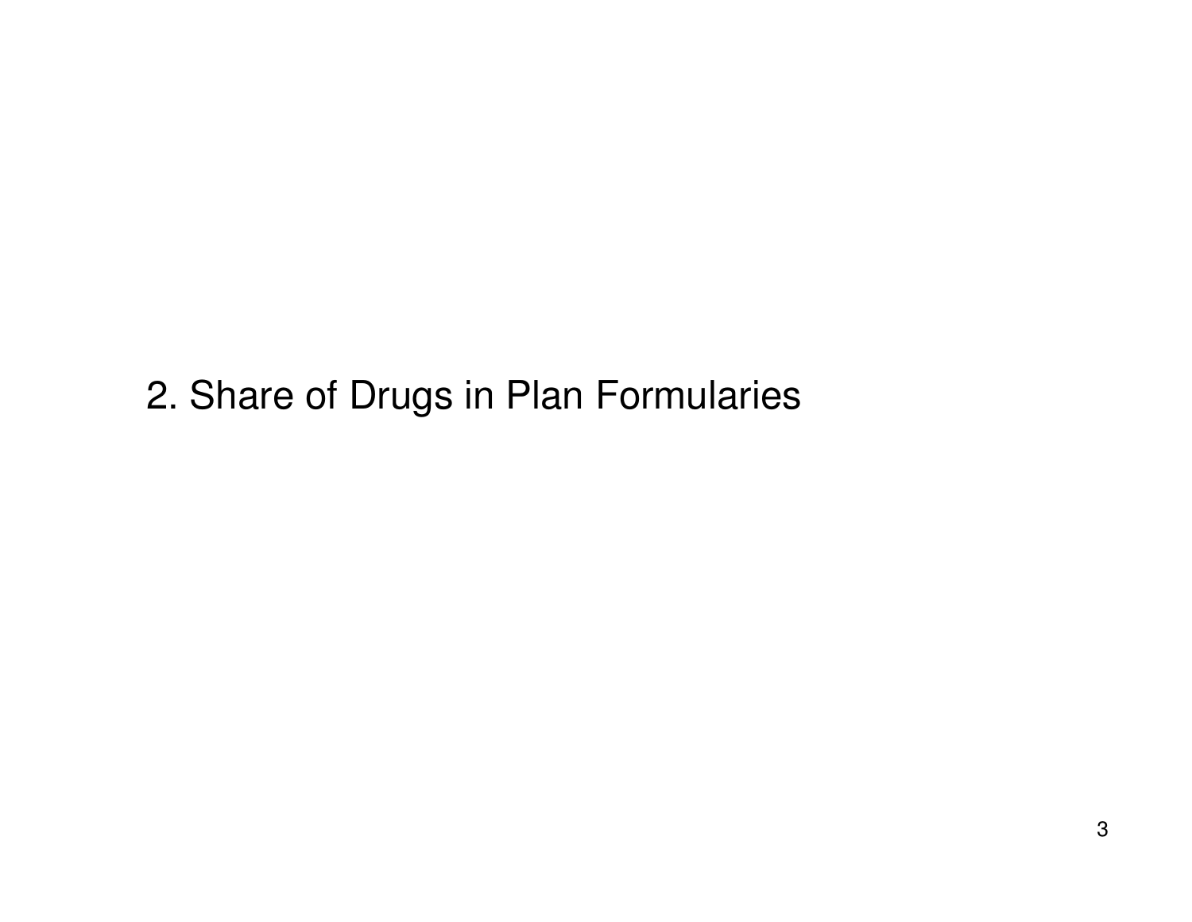## 2. Share of Drugs in Plan Formularies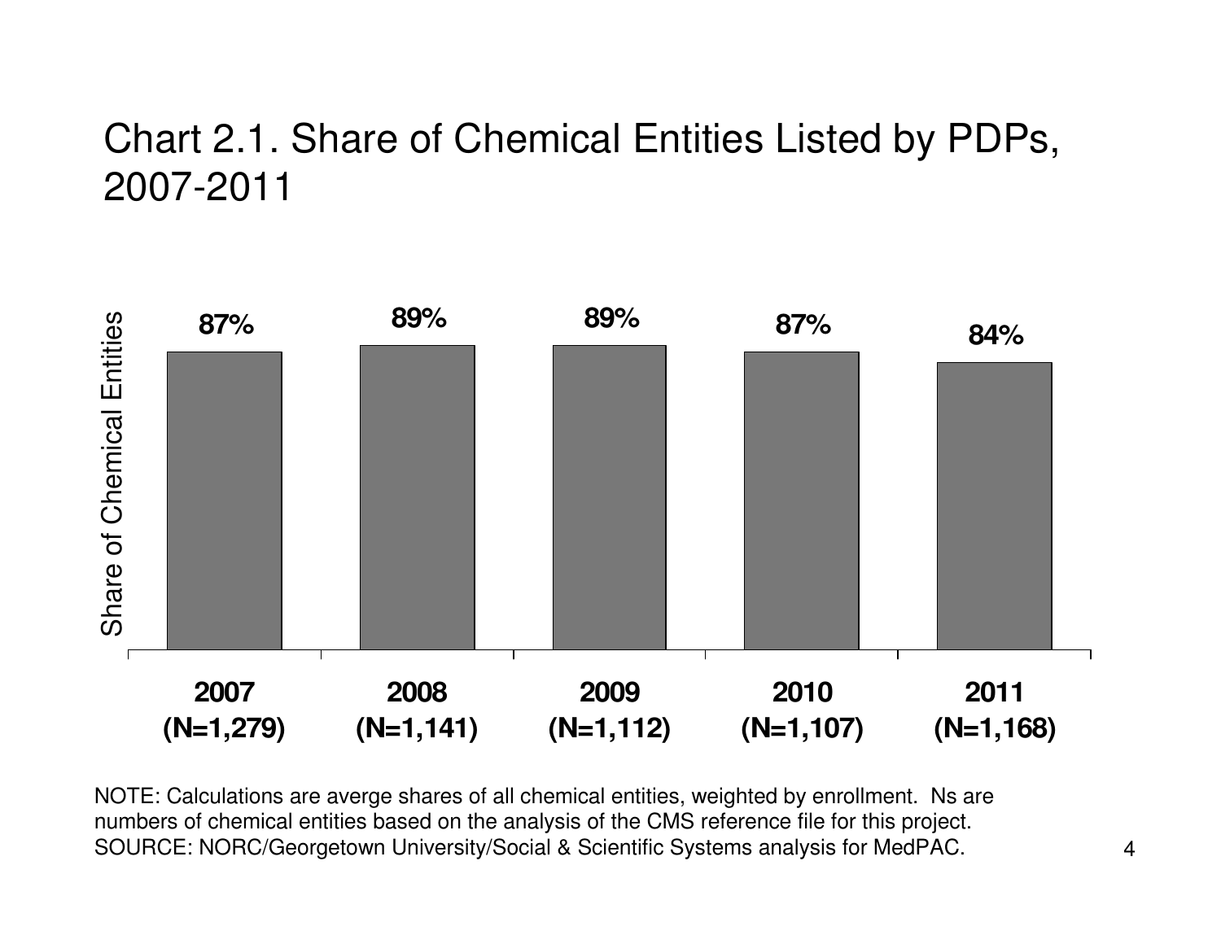# Chart 2.1. Share of Chemical Entities Listed by PDPs, 2007-2011

| Year | Share of Chemical Entities |
|---|---|
| 2007 (N=1,279) | 87% |
| 2008 (N=1,141) | 89% |
| 2009 (N=1,112) | 89% |
| 2010 (N=1,107) | 87% |
| 2011 (N=1,168) | 84% |

NOTE: Calculations are averge shares of all chemical entities, weighted by enrollment. Ns are numbers of chemical entities based on the analysis of the CMS reference file for this project.
SOURCE: NORC/Georgetown University/Social & Scientific Systems analysis for MedPAC.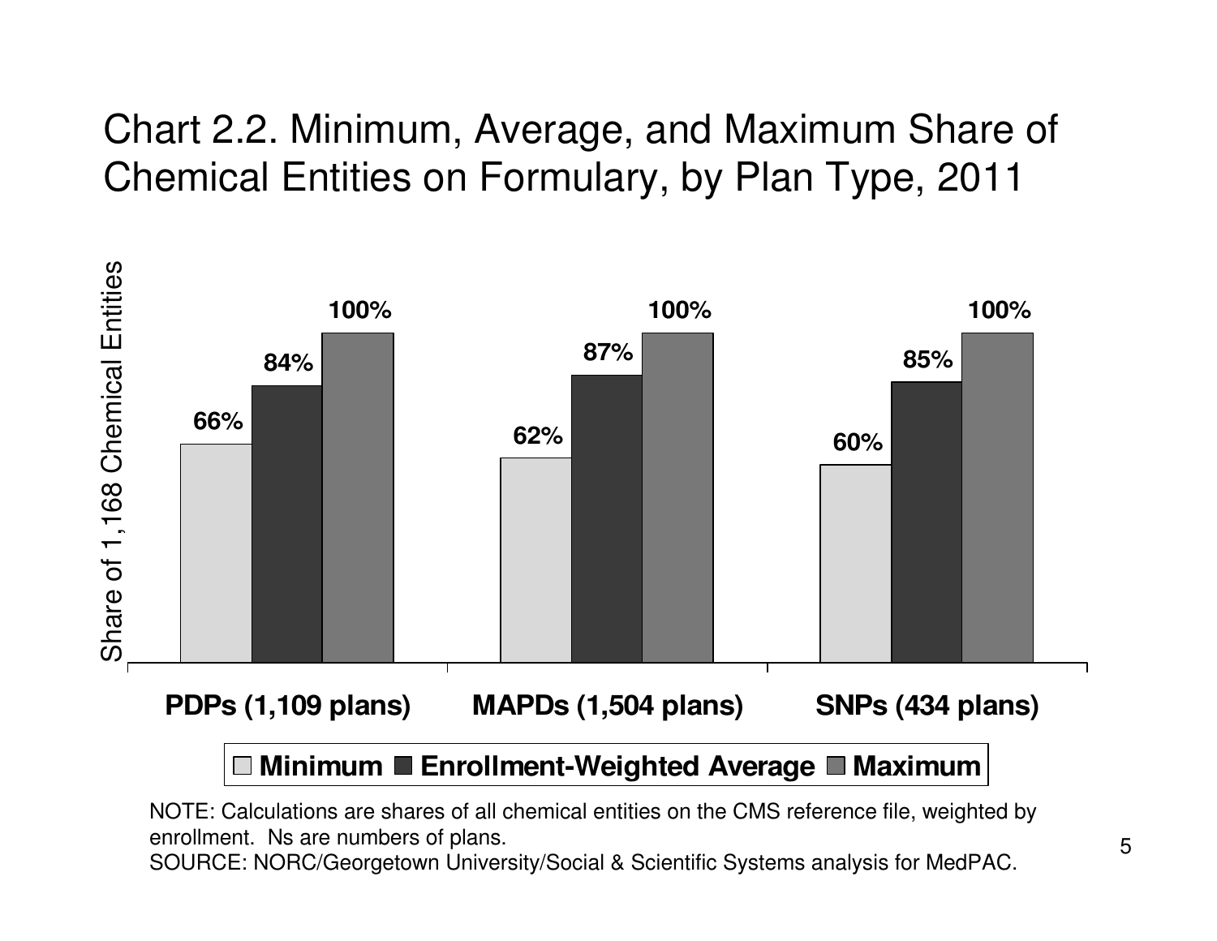# Chart 2.2. Minimum, Average, and Maximum Share of Chemical Entities on Formulary, by Plan Type, 2011

| Share of 1,168 Chemical Entities | Minimum | Enrollment-Weighted Average | Maximum |
|---|---|---|---|
| PDPs (1,109 plans) | 66% | 84% | 100% |
| MAPDs (1,504 plans) | 62% | 87% | 100% |
| SNPs (434 plans) | 60% | 85% | 100% |

NOTE: Calculations are shares of all chemical entities on the CMS reference file, weighted by enrollment. Ns are numbers of plans.
SOURCE: NORC/Georgetown University/Social & Scientific Systems analysis for MedPAC.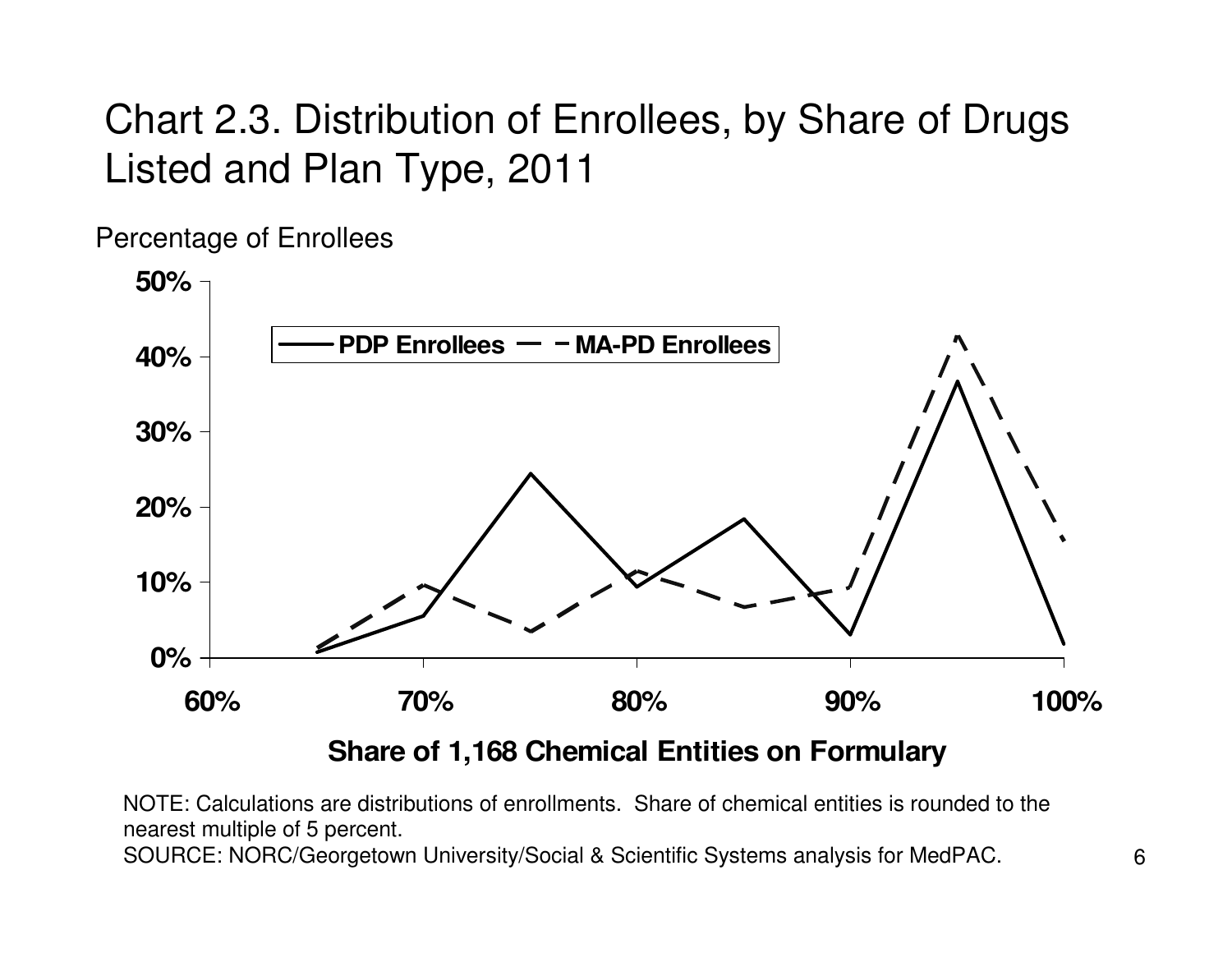# Chart 2.3. Distribution of Enrollees, by Share of Drugs Listed and Plan Type, 2011

Percentage of Enrollees

**PDP Enrollees** — **MA-PD Enrollees**

**Share of 1,168 Chemical Entities on Formulary**

NOTE: Calculations are distributions of enrollments. Share of chemical entities is rounded to the nearest multiple of 5 percent.

SOURCE: NORC/Georgetown University/Social & Scientific Systems analysis for MedPAC.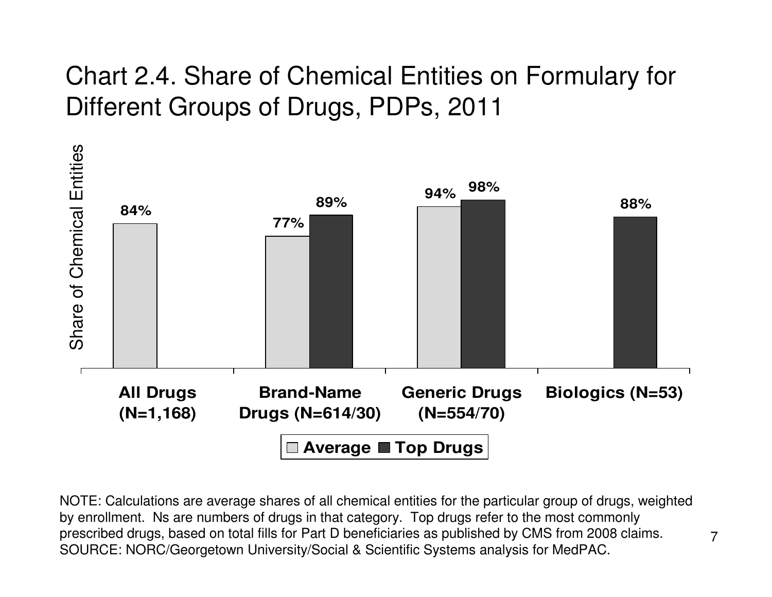# Chart 2.4. Share of Chemical Entities on Formulary for Different Groups of Drugs, PDPs, 2011

| | Average | Top Drugs |
|---|---|---|
| All Drugs (N=1,168) | 84% | |
| Brand-Name Drugs (N=614/30) | 77% | 89% |
| Generic Drugs (N=554/70) | 94% | 98% |
| Biologics (N=53) | | 88% |

Share of Chemical Entities

NOTE: Calculations are average shares of all chemical entities for the particular group of drugs, weighted by enrollment. Ns are numbers of drugs in that category. Top drugs refer to the most commonly prescribed drugs, based on total fills for Part D beneficiaries as published by CMS from 2008 claims.
SOURCE: NORC/Georgetown University/Social & Scientific Systems analysis for MedPAC.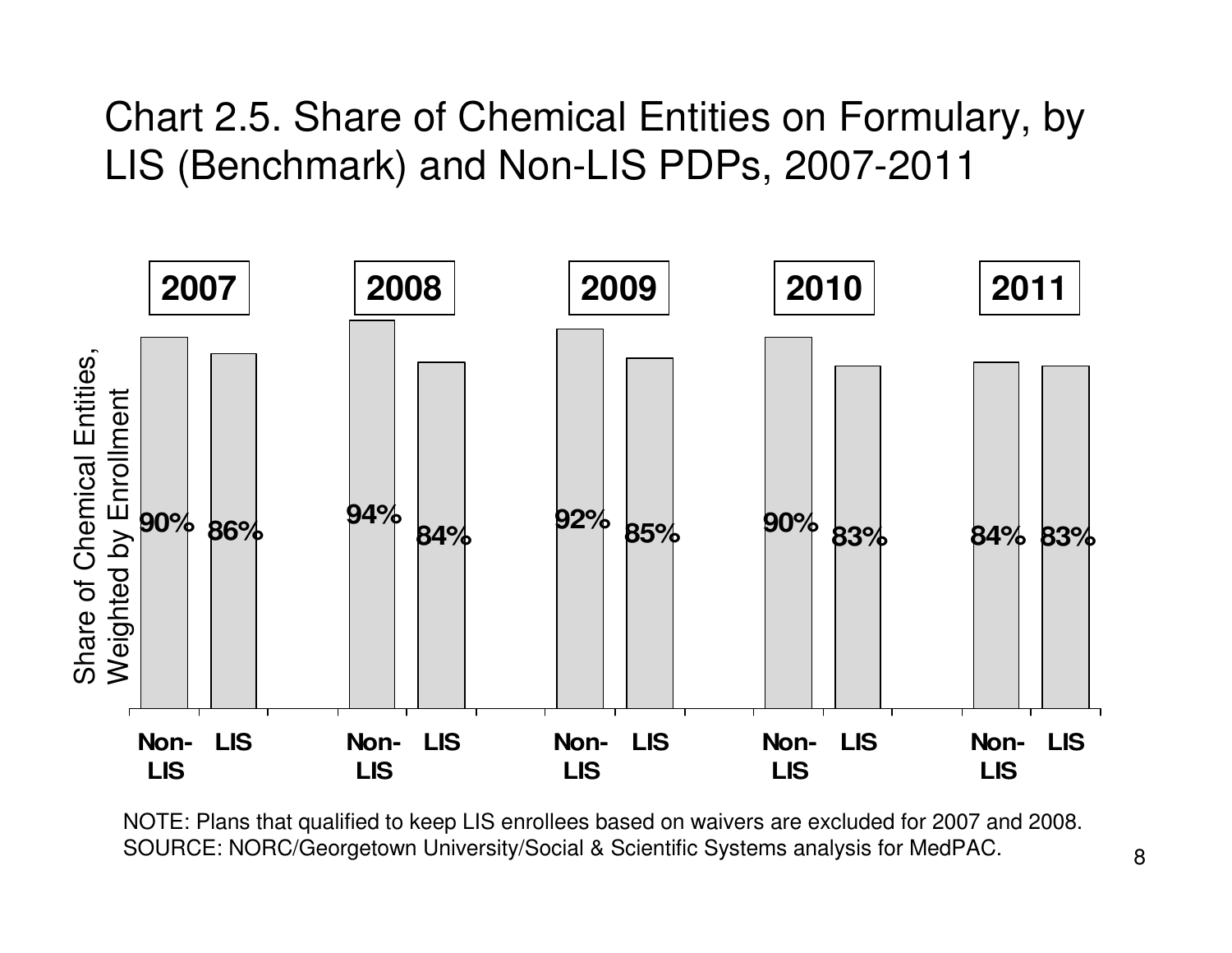# Chart 2.5. Share of Chemical Entities on Formulary, by LIS (Benchmark) and Non-LIS PDPs, 2007-2011

Share of Chemical Entities, Weighted by Enrollment

| Year | Non-LIS | LIS |
|---|---|---|
| 2007 | 90% | 86% |
| 2008 | 94% | 84% |
| 2009 | 92% | 85% |
| 2010 | 90% | 83% |
| 2011 | 84% | 83% |

NOTE: Plans that qualified to keep LIS enrollees based on waivers are excluded for 2007 and 2008.
SOURCE: NORC/Georgetown University/Social & Scientific Systems analysis for MedPAC.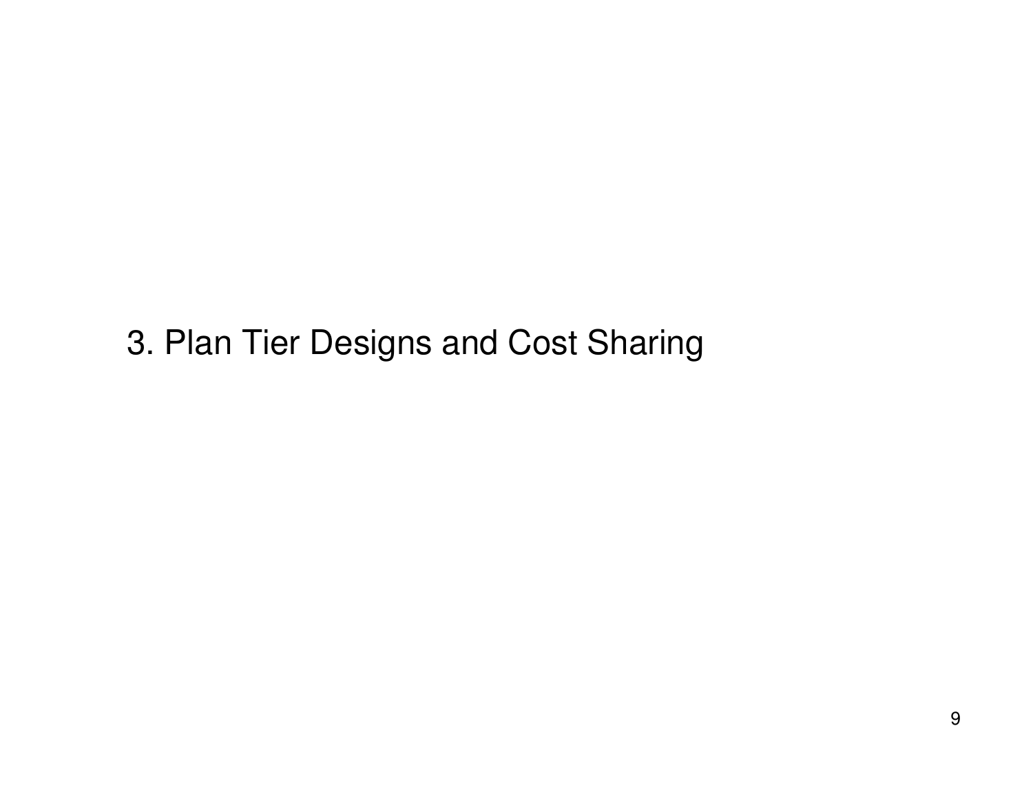# 3. Plan Tier Designs and Cost Sharing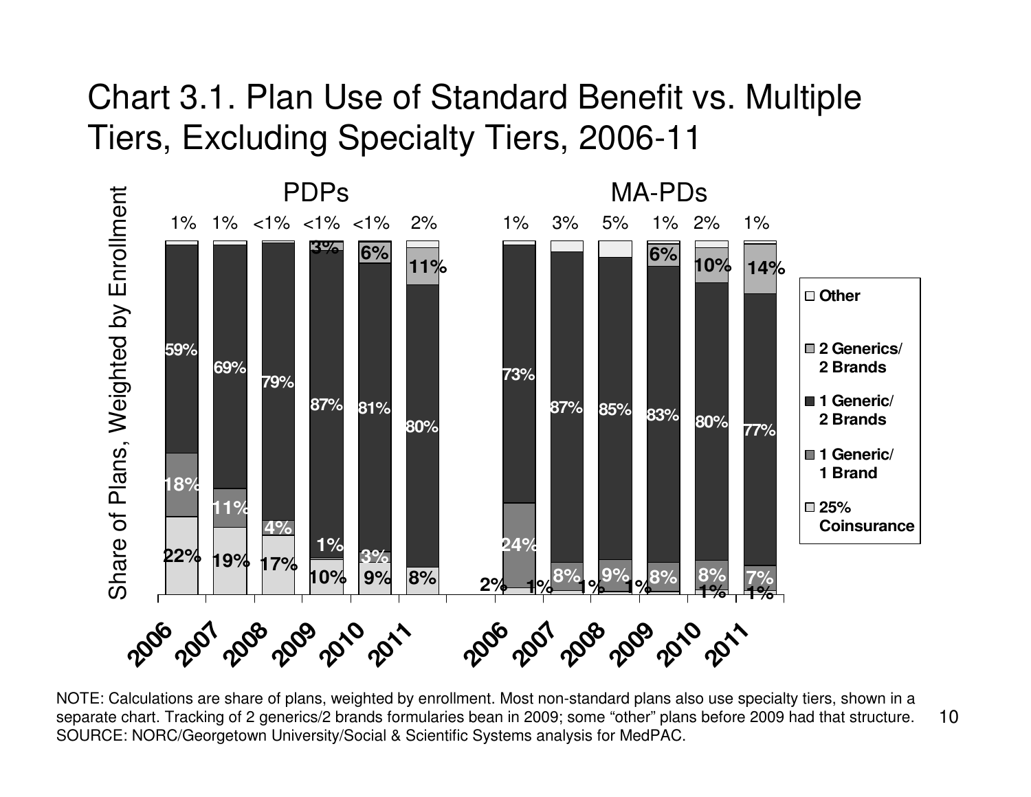# Chart 3.1. Plan Use of Standard Benefit vs. Multiple Tiers, Excluding Specialty Tiers, 2006-11

Share of Plans, Weighted by Enrollment

| | PDPs 2006 | PDPs 2007 | PDPs 2008 | PDPs 2009 | PDPs 2010 | PDPs 2011 | MA-PDs 2006 | MA-PDs 2007 | MA-PDs 2008 | MA-PDs 2009 | MA-PDs 2010 | MA-PDs 2011 |
|---|---|---|---|---|---|---|---|---|---|---|---|---|
| Other | 1% | 1% | <1% | <1% | <1% | 2% | 1% | 3% | 5% | 1% | 2% | 1% |
| 2 Generics/ 2 Brands | | | | 3% | 6% | 11% | | | | 6% | 10% | 14% |
| 1 Generic/ 2 Brands | 59% | 69% | 79% | 87% | 81% | 80% | 73% | 87% | 85% | 83% | 80% | 77% |
| 1 Generic/ 1 Brand | 18% | 11% | 4% | 1% | 3% | | 24% | 8% | 9% | 8% | 8% | 7% |
| 25% Coinsurance | 22% | 19% | 17% | 10% | 9% | 8% | 2% | 1% | 1% | 1% | 1% | 1% |

NOTE: Calculations are share of plans, weighted by enrollment. Most non-standard plans also use specialty tiers, shown in a separate chart. Tracking of 2 generics/2 brands formularies bean in 2009; some "other" plans before 2009 had that structure.
SOURCE: NORC/Georgetown University/Social & Scientific Systems analysis for MedPAC.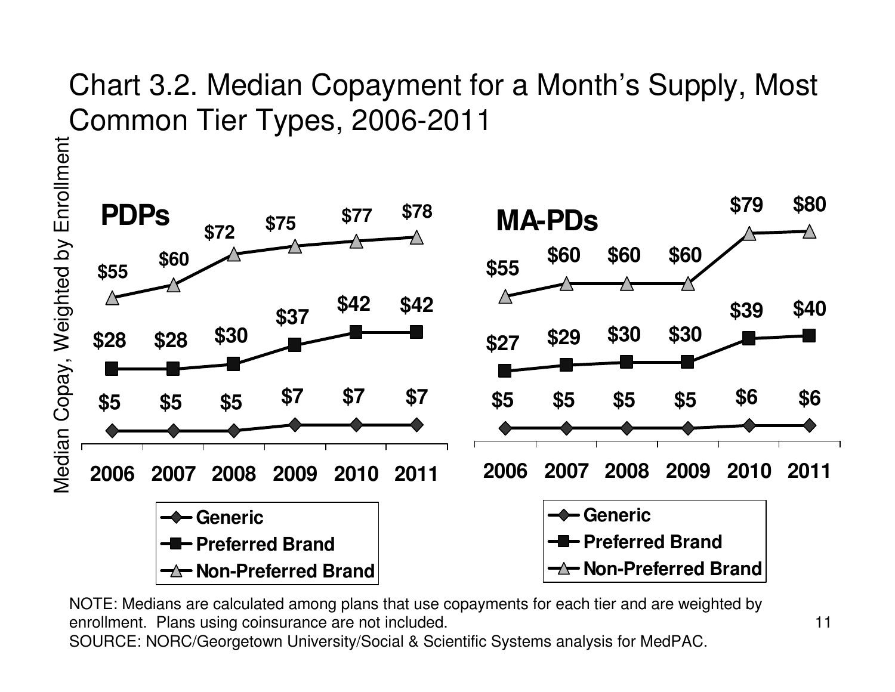# Chart 3.2. Median Copayment for a Month's Supply, Most Common Tier Types, 2006-2011

Median Copay, Weighted by Enrollment

**PDPs**

| | 2006 | 2007 | 2008 | 2009 | 2010 | 2011 |
|---|---|---|---|---|---|---|
| Generic | $5 | $5 | $5 | $7 | $7 | $7 |
| Preferred Brand | $28 | $28 | $30 | $37 | $42 | $42 |
| Non-Preferred Brand | $55 | $60 | $72 | $75 | $77 | $78 |

**MA-PDs**

| | 2006 | 2007 | 2008 | 2009 | 2010 | 2011 |
|---|---|---|---|---|---|---|
| Generic | $5 | $5 | $5 | $5 | $6 | $6 |
| Preferred Brand | $27 | $29 | $30 | $30 | $39 | $40 |
| Non-Preferred Brand | $55 | $60 | $60 | $60 | $79 | $80 |

NOTE: Medians are calculated among plans that use copayments for each tier and are weighted by enrollment. Plans using coinsurance are not included.

SOURCE: NORC/Georgetown University/Social & Scientific Systems analysis for MedPAC.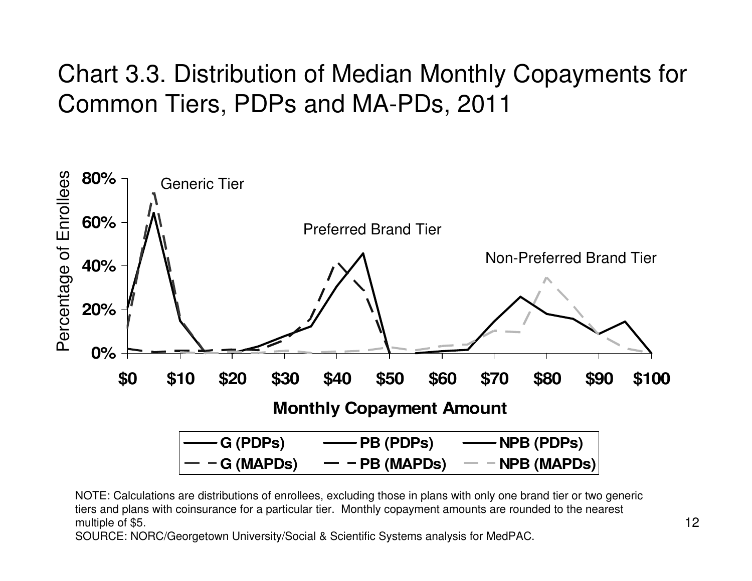# Chart 3.3. Distribution of Median Monthly Copayments for Common Tiers, PDPs and MA-PDs, 2011

NOTE: Calculations are distributions of enrollees, excluding those in plans with only one brand tier or two generic tiers and plans with coinsurance for a particular tier. Monthly copayment amounts are rounded to the nearest multiple of $5.

SOURCE: NORC/Georgetown University/Social & Scientific Systems analysis for MedPAC.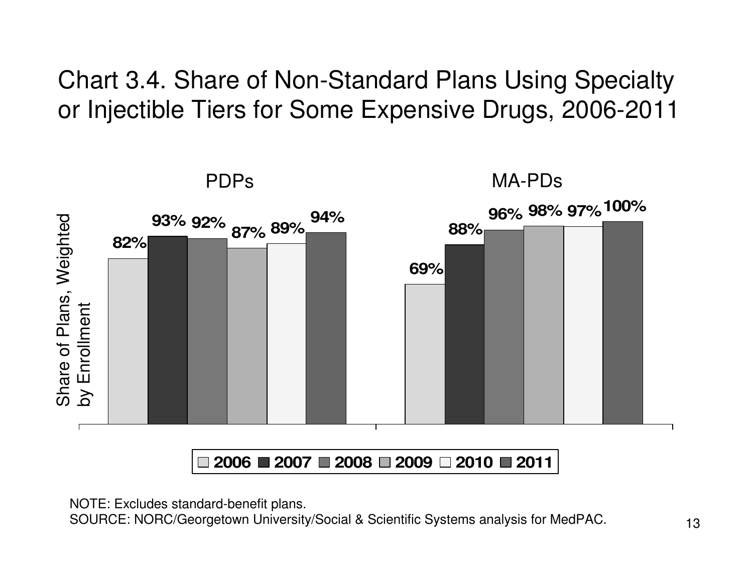# Chart 3.4. Share of Non-Standard Plans Using Specialty or Injectible Tiers for Some Expensive Drugs, 2006-2011

| Share of Plans, Weighted by Enrollment | 2006 | 2007 | 2008 | 2009 | 2010 | 2011 |
|---|---|---|---|---|---|---|
| PDPs | 82% | 93% | 92% | 87% | 89% | 94% |
| MA-PDs | 69% | 88% | 96% | 98% | 97% | 100% |

NOTE: Excludes standard-benefit plans.
SOURCE: NORC/Georgetown University/Social & Scientific Systems analysis for MedPAC.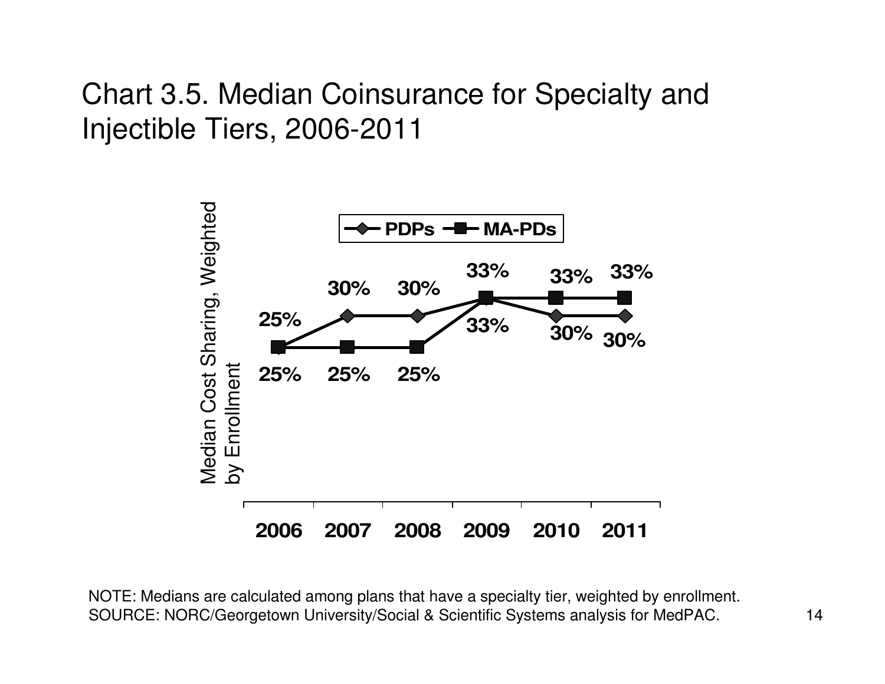# Chart 3.5. Median Coinsurance for Specialty and Injectible Tiers, 2006-2011

| Year | PDPs | MA-PDs |
|---|---|---|
| 2006 | 25% | 25% |
| 2007 | 30% | 25% |
| 2008 | 30% | 25% |
| 2009 | 33% | 33% |
| 2010 | 30% | 33% |
| 2011 | 30% | 33% |

Median Cost Sharing, Weighted by Enrollment

NOTE: Medians are calculated among plans that have a specialty tier, weighted by enrollment.
SOURCE: NORC/Georgetown University/Social & Scientific Systems analysis for MedPAC.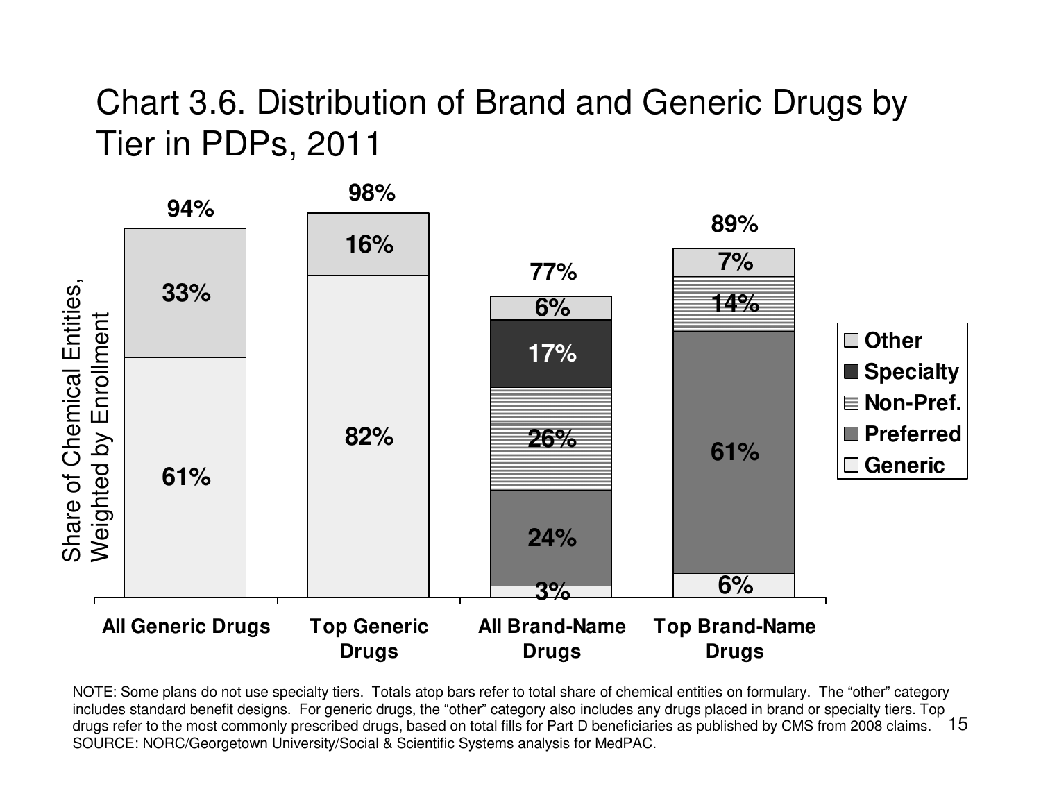# Chart 3.6. Distribution of Brand and Generic Drugs by Tier in PDPs, 2011

| Share of Chemical Entities, Weighted by Enrollment | All Generic Drugs | Top Generic Drugs | All Brand-Name Drugs | Top Brand-Name Drugs |
|---|---|---|---|---|
| Generic | 61% | 82% | 3% | 6% |
| Preferred | | | 24% | 61% |
| Non-Pref. | | | 26% | 14% |
| Specialty | | | 17% | |
| Other | 33% | 16% | 6% | 7% |
| Total | 94% | 98% | 77% | 89% |

NOTE: Some plans do not use specialty tiers. Totals atop bars refer to total share of chemical entities on formulary. The "other" category includes standard benefit designs. For generic drugs, the "other" category also includes any drugs placed in brand or specialty tiers. Top drugs refer to the most commonly prescribed drugs, based on total fills for Part D beneficiaries as published by CMS from 2008 claims.
SOURCE: NORC/Georgetown University/Social & Scientific Systems analysis for MedPAC.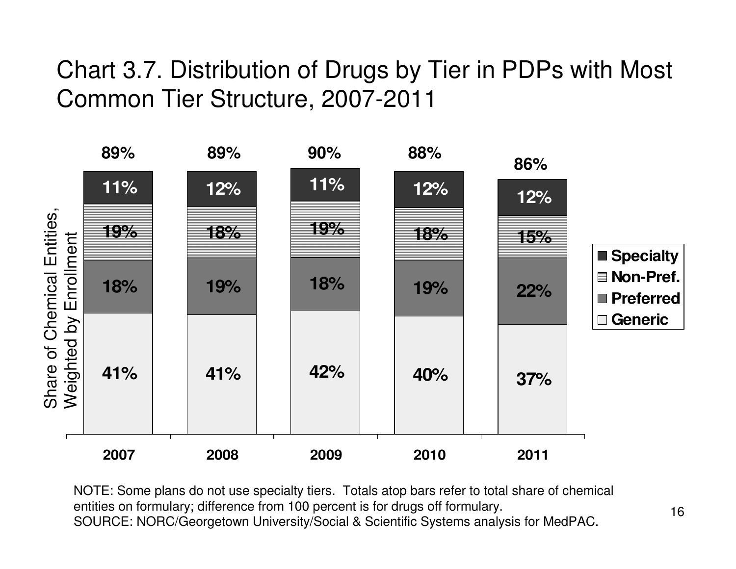# Chart 3.7. Distribution of Drugs by Tier in PDPs with Most Common Tier Structure, 2007-2011

| Share of Chemical Entities, Weighted by Enrollment | 2007 | 2008 | 2009 | 2010 | 2011 |
|---|---|---|---|---|---|
| Specialty | 11% | 12% | 11% | 12% | 12% |
| Non-Pref. | 19% | 18% | 19% | 18% | 15% |
| Preferred | 18% | 19% | 18% | 19% | 22% |
| Generic | 41% | 41% | 42% | 40% | 37% |
| Total | 89% | 89% | 90% | 88% | 86% |

NOTE: Some plans do not use specialty tiers. Totals atop bars refer to total share of chemical entities on formulary; difference from 100 percent is for drugs off formulary.
SOURCE: NORC/Georgetown University/Social & Scientific Systems analysis for MedPAC.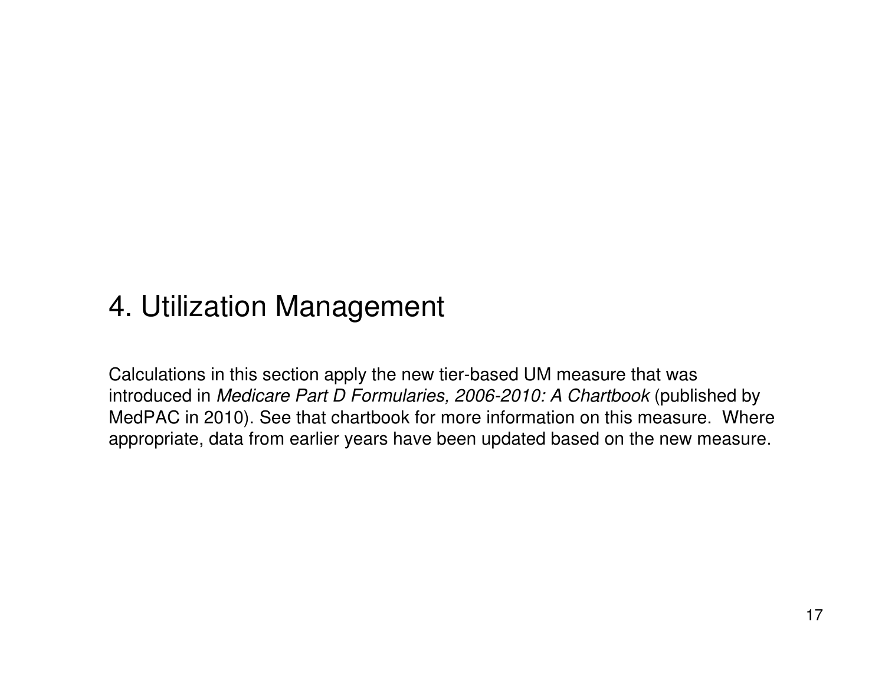# 4. Utilization Management

Calculations in this section apply the new tier-based UM measure that was introduced in *Medicare Part D Formularies, 2006-2010: A Chartbook* (published by MedPAC in 2010). See that chartbook for more information on this measure. Where appropriate, data from earlier years have been updated based on the new measure.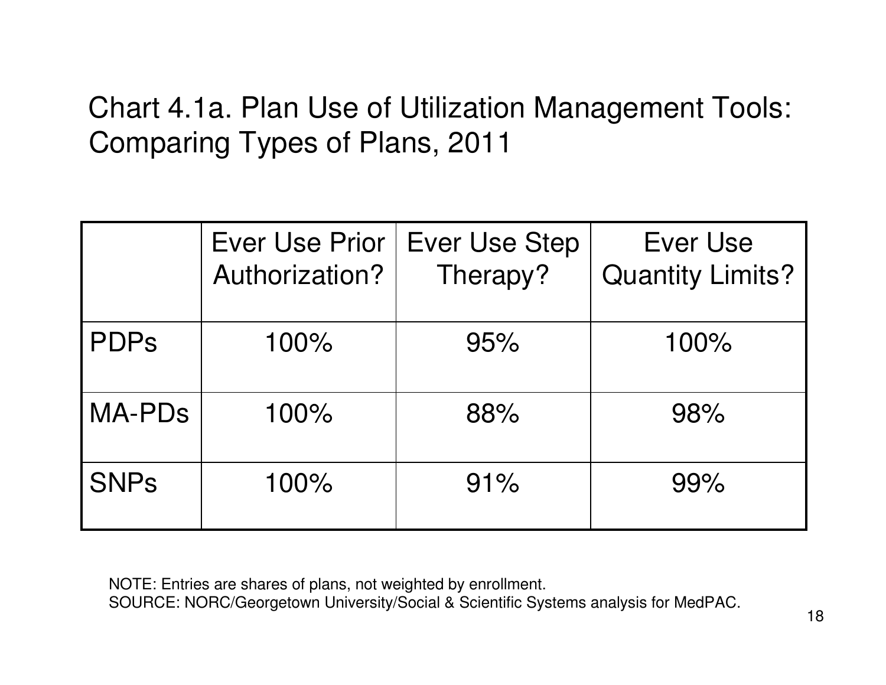# Chart 4.1a. Plan Use of Utilization Management Tools: Comparing Types of Plans, 2011

| | Ever Use Prior Authorization? | Ever Use Step Therapy? | Ever Use Quantity Limits? |
|---|---|---|---|
| PDPs | 100% | 95% | 100% |
| MA-PDs | 100% | 88% | 98% |
| SNPs | 100% | 91% | 99% |

NOTE: Entries are shares of plans, not weighted by enrollment.
SOURCE: NORC/Georgetown University/Social & Scientific Systems analysis for MedPAC.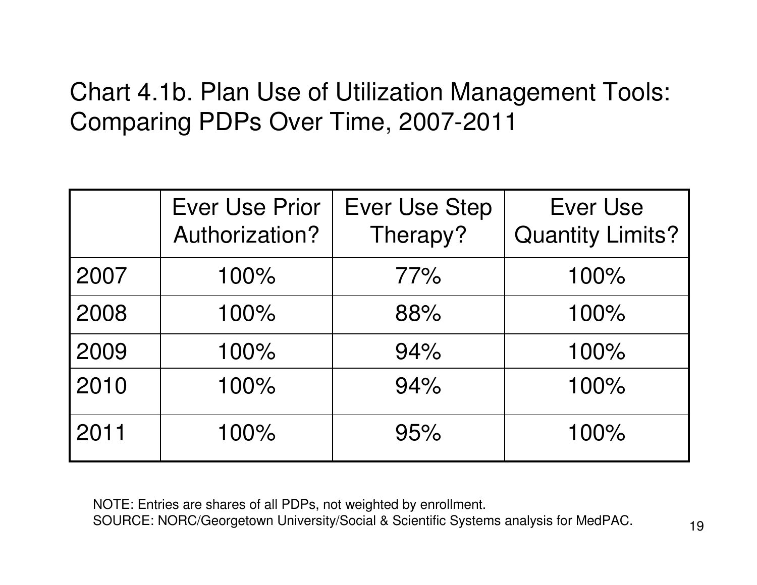## Chart 4.1b. Plan Use of Utilization Management Tools: Comparing PDPs Over Time, 2007-2011

| | Ever Use Prior Authorization? | Ever Use Step Therapy? | Ever Use Quantity Limits? |
|---|---|---|---|
| 2007 | 100% | 77% | 100% |
| 2008 | 100% | 88% | 100% |
| 2009 | 100% | 94% | 100% |
| 2010 | 100% | 94% | 100% |
| 2011 | 100% | 95% | 100% |

NOTE: Entries are shares of all PDPs, not weighted by enrollment.
SOURCE: NORC/Georgetown University/Social & Scientific Systems analysis for MedPAC.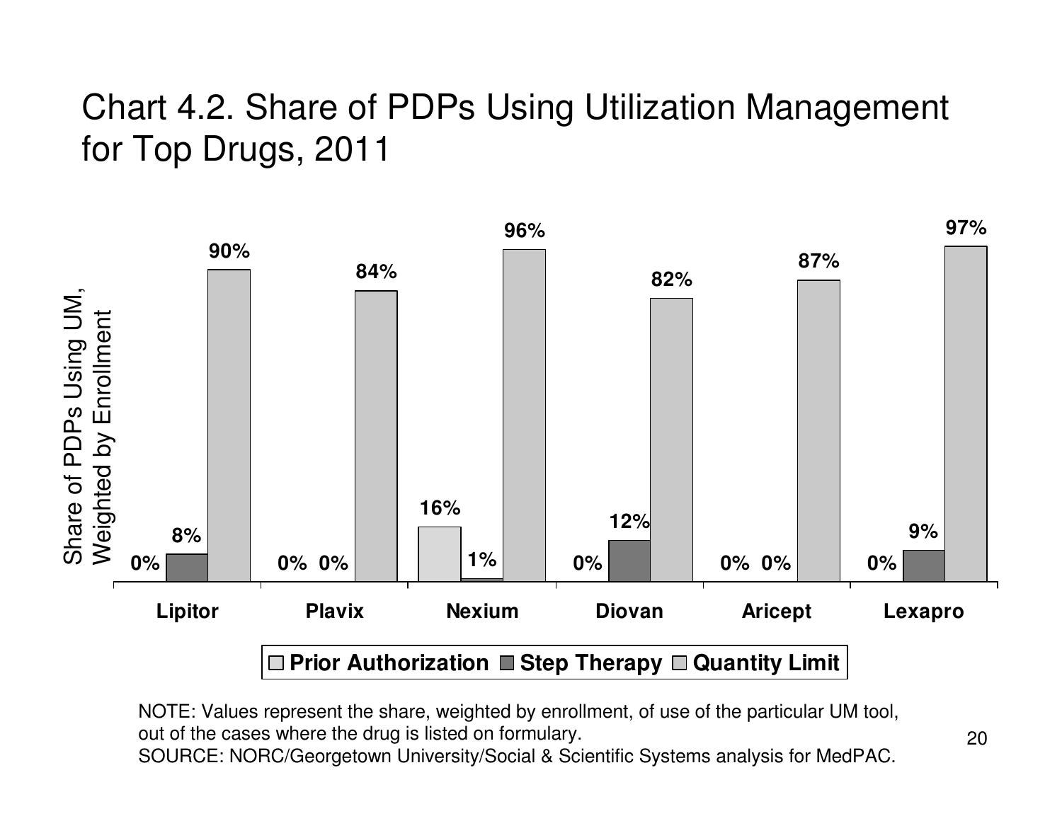# Chart 4.2. Share of PDPs Using Utilization Management for Top Drugs, 2011

| Drug | Prior Authorization | Step Therapy | Quantity Limit |
|---|---|---|---|
| Lipitor | 0% | 8% | 90% |
| Plavix | 0% | 0% | 84% |
| Nexium | 16% | 1% | 96% |
| Diovan | 0% | 12% | 82% |
| Aricept | 0% | 0% | 87% |
| Lexapro | 0% | 9% | 97% |

Share of PDPs Using UM, Weighted by Enrollment

NOTE: Values represent the share, weighted by enrollment, of use of the particular UM tool, out of the cases where the drug is listed on formulary.
SOURCE: NORC/Georgetown University/Social & Scientific Systems analysis for MedPAC.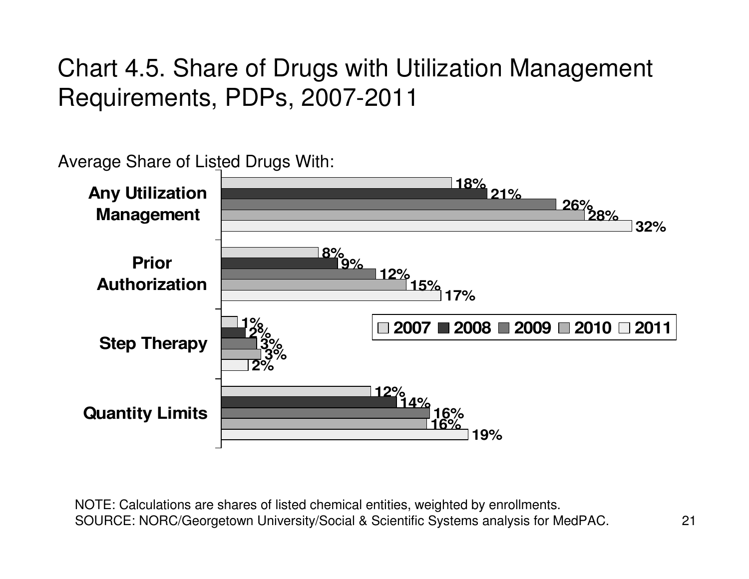# Chart 4.5. Share of Drugs with Utilization Management Requirements, PDPs, 2007-2011

Average Share of Listed Drugs With:

| | 2007 | 2008 | 2009 | 2010 | 2011 |
|---|---|---|---|---|---|
| Any Utilization Management | 18% | 21% | 26% | 28% | 32% |
| Prior Authorization | 8% | 9% | 12% | 15% | 17% |
| Step Therapy | 1% | 2% | 3% | 3% | 2% |
| Quantity Limits | 12% | 14% | 16% | 16% | 19% |

NOTE: Calculations are shares of listed chemical entities, weighted by enrollments.
SOURCE: NORC/Georgetown University/Social & Scientific Systems analysis for MedPAC.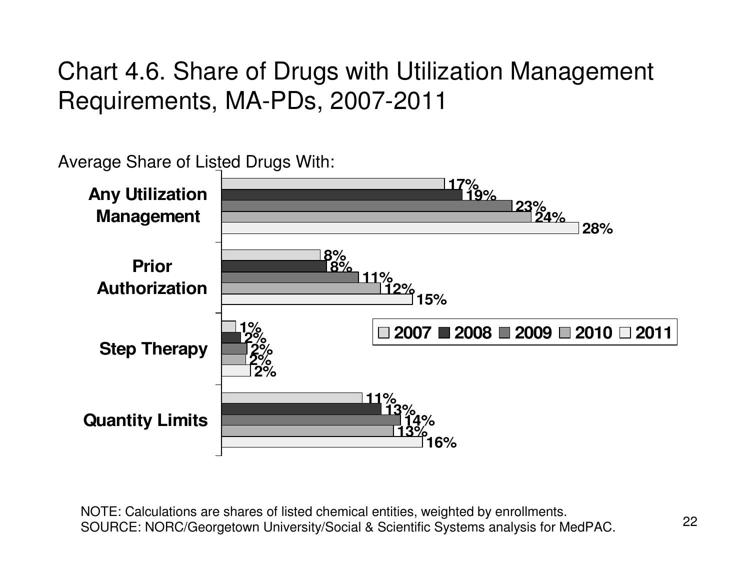# Chart 4.6. Share of Drugs with Utilization Management Requirements, MA-PDs, 2007-2011

Average Share of Listed Drugs With:

| | 2007 | 2008 | 2009 | 2010 | 2011 |
|---|---|---|---|---|---|
| Any Utilization Management | 17% | 19% | 23% | 24% | 28% |
| Prior Authorization | 8% | 8% | 11% | 12% | 15% |
| Step Therapy | 1% | 2% | 2% | 2% | 2% |
| Quantity Limits | 11% | 13% | 14% | 13% | 16% |

NOTE: Calculations are shares of listed chemical entities, weighted by enrollments.
SOURCE: NORC/Georgetown University/Social & Scientific Systems analysis for MedPAC.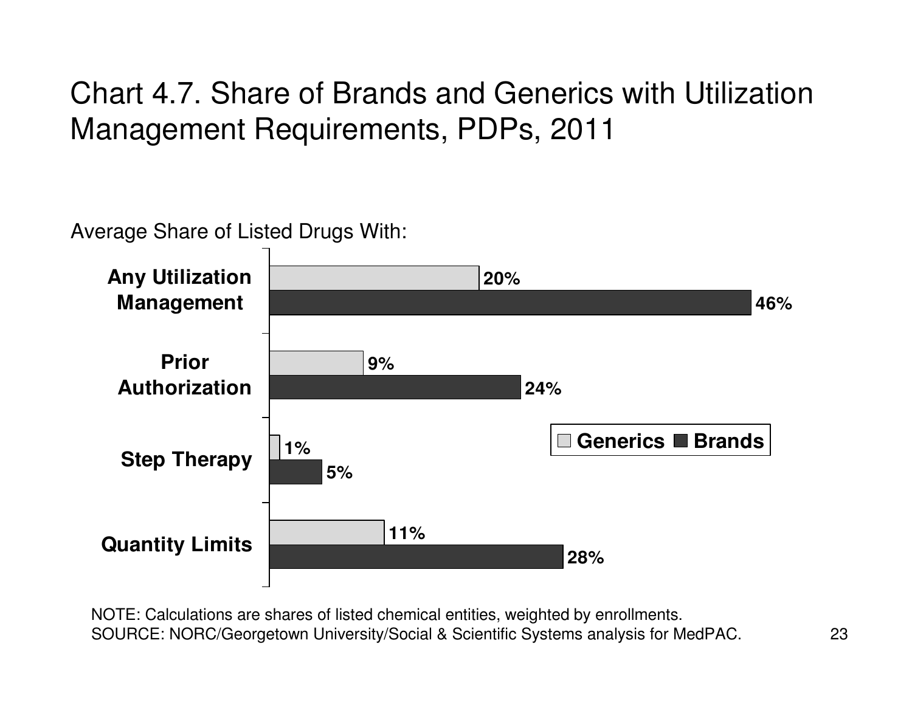# Chart 4.7. Share of Brands and Generics with Utilization Management Requirements, PDPs, 2011

Average Share of Listed Drugs With:

| | Generics | Brands |
|---|---|---|
| Any Utilization Management | 20% | 46% |
| Prior Authorization | 9% | 24% |
| Step Therapy | 1% | 5% |
| Quantity Limits | 11% | 28% |

NOTE: Calculations are shares of listed chemical entities, weighted by enrollments.
SOURCE: NORC/Georgetown University/Social & Scientific Systems analysis for MedPAC.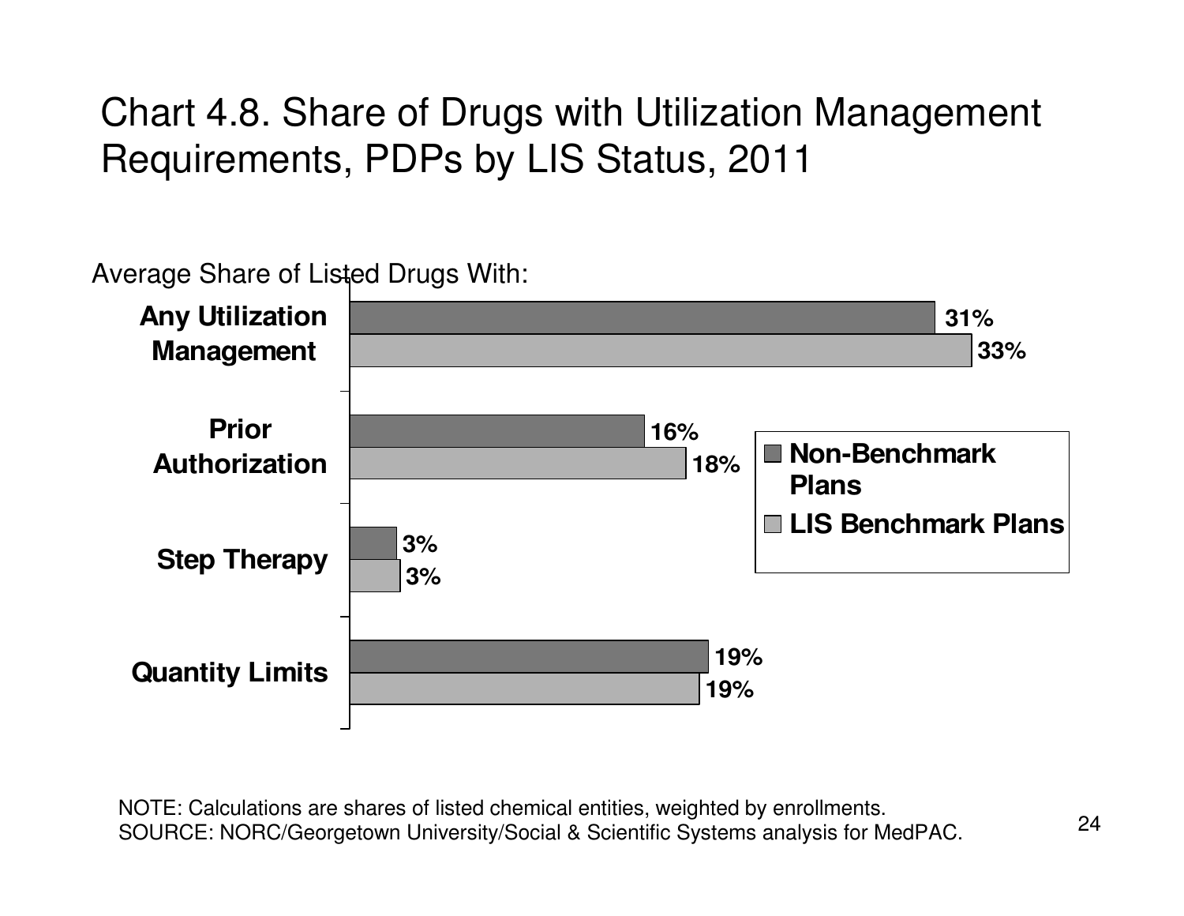# Chart 4.8. Share of Drugs with Utilization Management Requirements, PDPs by LIS Status, 2011

Average Share of Listed Drugs With:

| | Non-Benchmark Plans | LIS Benchmark Plans |
|---|---|---|
| **Any Utilization Management** | 31% | 33% |
| **Prior Authorization** | 16% | 18% |
| **Step Therapy** | 3% | 3% |
| **Quantity Limits** | 19% | 19% |

NOTE: Calculations are shares of listed chemical entities, weighted by enrollments.
SOURCE: NORC/Georgetown University/Social & Scientific Systems analysis for MedPAC.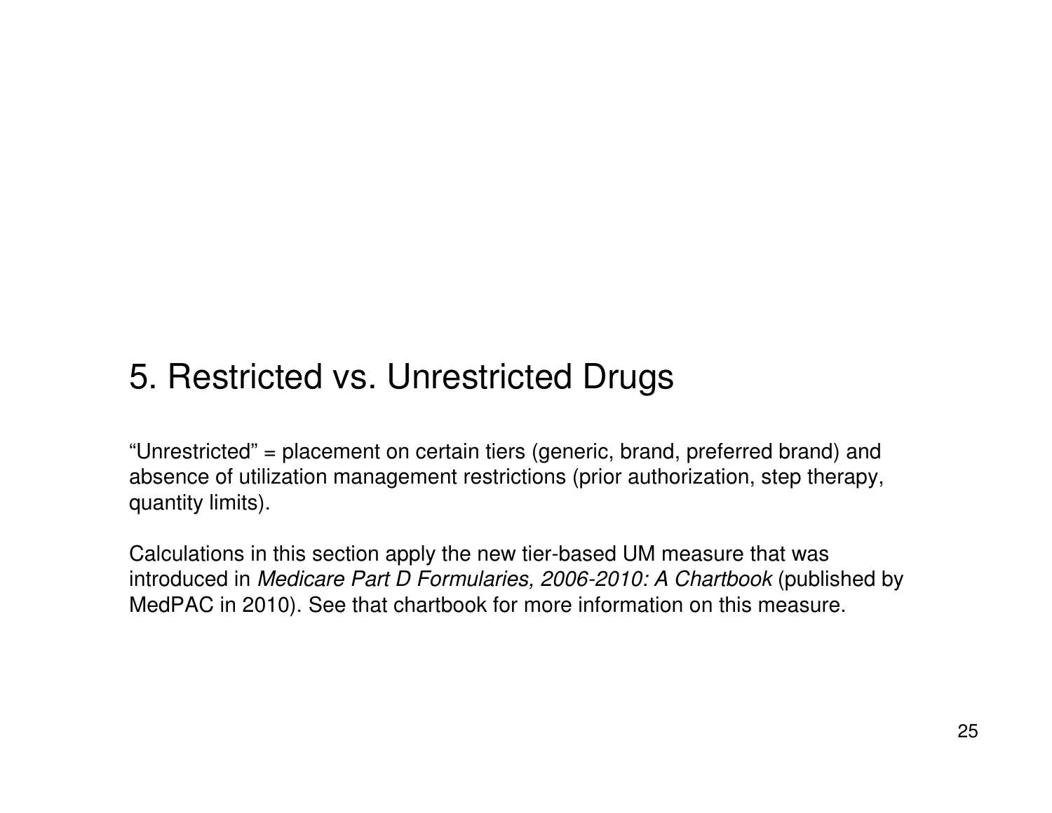# 5. Restricted vs. Unrestricted Drugs

“Unrestricted” = placement on certain tiers (generic, brand, preferred brand) and absence of utilization management restrictions (prior authorization, step therapy, quantity limits).

Calculations in this section apply the new tier-based UM measure that was introduced in *Medicare Part D Formularies, 2006-2010: A Chartbook* (published by MedPAC in 2010). See that chartbook for more information on this measure.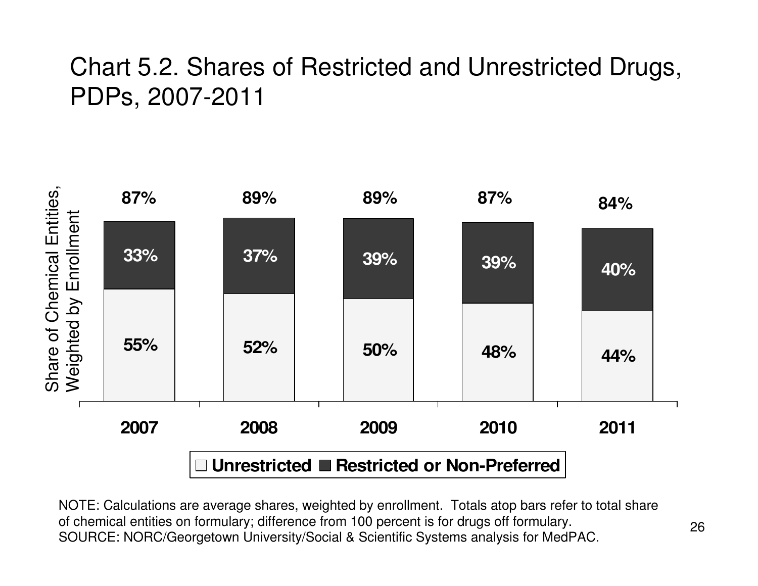# Chart 5.2. Shares of Restricted and Unrestricted Drugs, PDPs, 2007-2011

| Year | Unrestricted | Restricted or Non-Preferred | Total on formulary |
|---|---|---|---|
| 2007 | 55% | 33% | 87% |
| 2008 | 52% | 37% | 89% |
| 2009 | 50% | 39% | 89% |
| 2010 | 48% | 39% | 87% |
| 2011 | 44% | 40% | 84% |

Y-axis: Share of Chemical Entities, Weighted by Enrollment

NOTE: Calculations are average shares, weighted by enrollment. Totals atop bars refer to total share of chemical entities on formulary; difference from 100 percent is for drugs off formulary.
SOURCE: NORC/Georgetown University/Social & Scientific Systems analysis for MedPAC.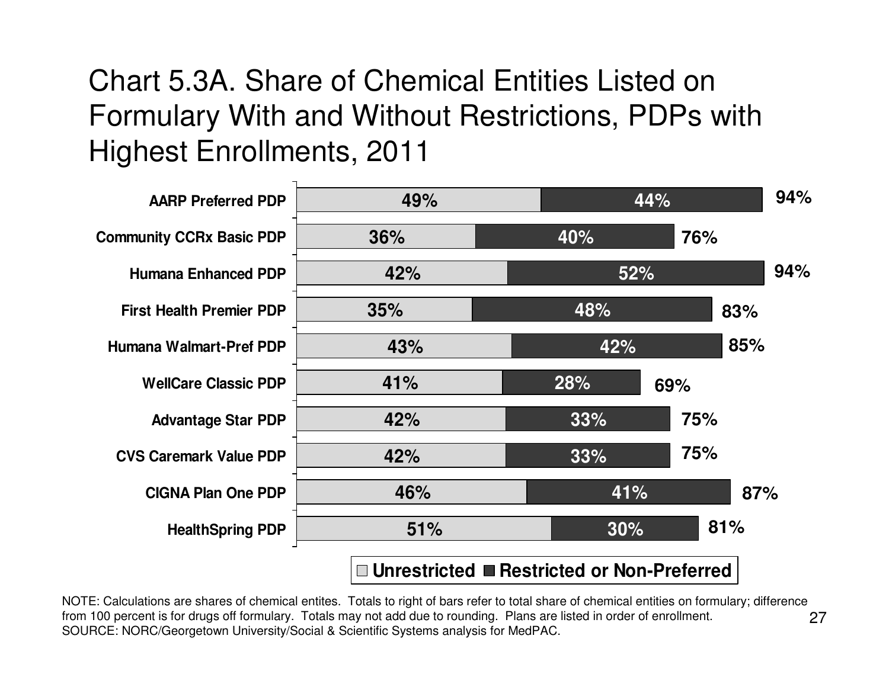# Chart 5.3A. Share of Chemical Entities Listed on Formulary With and Without Restrictions, PDPs with Highest Enrollments, 2011

| Plan | Unrestricted | Restricted or Non-Preferred | Total |
| --- | --- | --- | --- |
| AARP Preferred PDP | 49% | 44% | 94% |
| Community CCRx Basic PDP | 36% | 40% | 76% |
| Humana Enhanced PDP | 42% | 52% | 94% |
| First Health Premier PDP | 35% | 48% | 83% |
| Humana Walmart-Pref PDP | 43% | 42% | 85% |
| WellCare Classic PDP | 41% | 28% | 69% |
| Advantage Star PDP | 42% | 33% | 75% |
| CVS Caremark Value PDP | 42% | 33% | 75% |
| CIGNA Plan One PDP | 46% | 41% | 87% |
| HealthSpring PDP | 51% | 30% | 81% |

NOTE: Calculations are shares of chemical entites. Totals to right of bars refer to total share of chemical entities on formulary; difference from 100 percent is for drugs off formulary. Totals may not add due to rounding. Plans are listed in order of enrollment.
SOURCE: NORC/Georgetown University/Social & Scientific Systems analysis for MedPAC.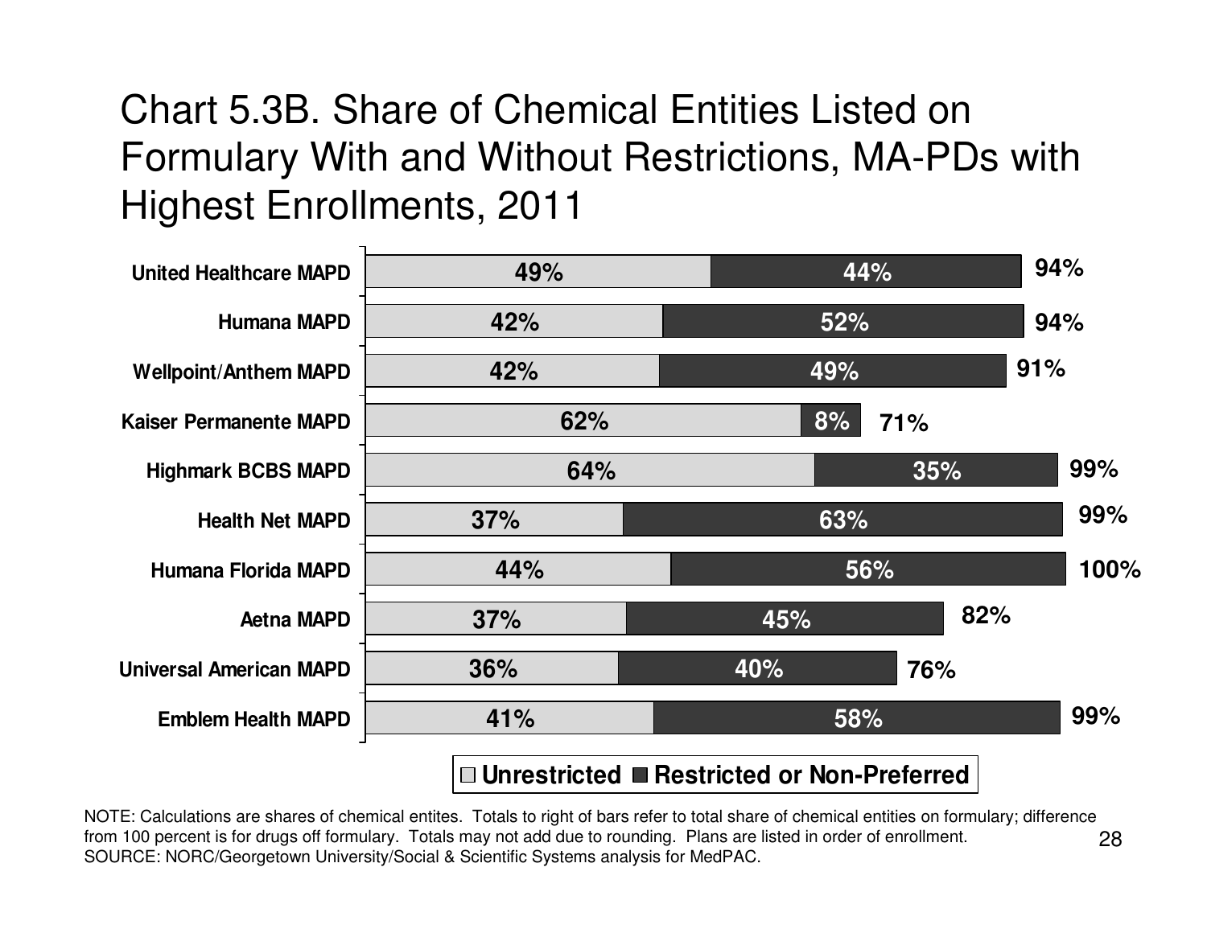# Chart 5.3B. Share of Chemical Entities Listed on Formulary With and Without Restrictions, MA-PDs with Highest Enrollments, 2011

| Plan | Unrestricted | Restricted or Non-Preferred | Total |
|---|---|---|---|
| United Healthcare MAPD | 49% | 44% | 94% |
| Humana MAPD | 42% | 52% | 94% |
| Wellpoint/Anthem MAPD | 42% | 49% | 91% |
| Kaiser Permanente MAPD | 62% | 8% | 71% |
| Highmark BCBS MAPD | 64% | 35% | 99% |
| Health Net MAPD | 37% | 63% | 99% |
| Humana Florida MAPD | 44% | 56% | 100% |
| Aetna MAPD | 37% | 45% | 82% |
| Universal American MAPD | 36% | 40% | 76% |
| Emblem Health MAPD | 41% | 58% | 99% |

NOTE: Calculations are shares of chemical entites. Totals to right of bars refer to total share of chemical entities on formulary; difference from 100 percent is for drugs off formulary. Totals may not add due to rounding. Plans are listed in order of enrollment.
SOURCE: NORC/Georgetown University/Social & Scientific Systems analysis for MedPAC.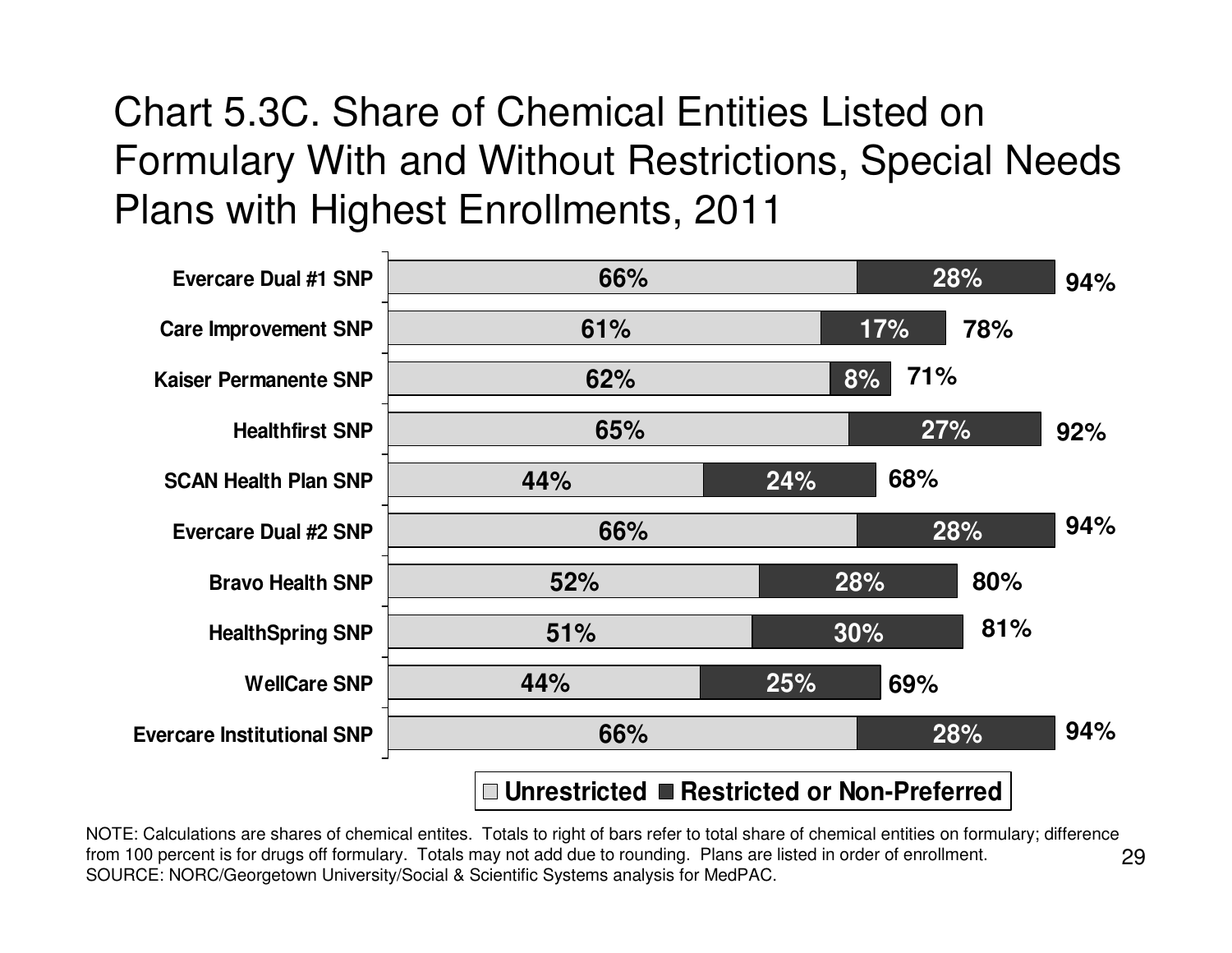# Chart 5.3C. Share of Chemical Entities Listed on Formulary With and Without Restrictions, Special Needs Plans with Highest Enrollments, 2011

| Plan | Unrestricted | Restricted or Non-Preferred | Total |
|---|---|---|---|
| Evercare Dual #1 SNP | 66% | 28% | 94% |
| Care Improvement SNP | 61% | 17% | 78% |
| Kaiser Permanente SNP | 62% | 8% | 71% |
| Healthfirst SNP | 65% | 27% | 92% |
| SCAN Health Plan SNP | 44% | 24% | 68% |
| Evercare Dual #2 SNP | 66% | 28% | 94% |
| Bravo Health SNP | 52% | 28% | 80% |
| HealthSpring SNP | 51% | 30% | 81% |
| WellCare SNP | 44% | 25% | 69% |
| Evercare Institutional SNP | 66% | 28% | 94% |

NOTE: Calculations are shares of chemical entites. Totals to right of bars refer to total share of chemical entities on formulary; difference from 100 percent is for drugs off formulary. Totals may not add due to rounding. Plans are listed in order of enrollment.
SOURCE: NORC/Georgetown University/Social & Scientific Systems analysis for MedPAC.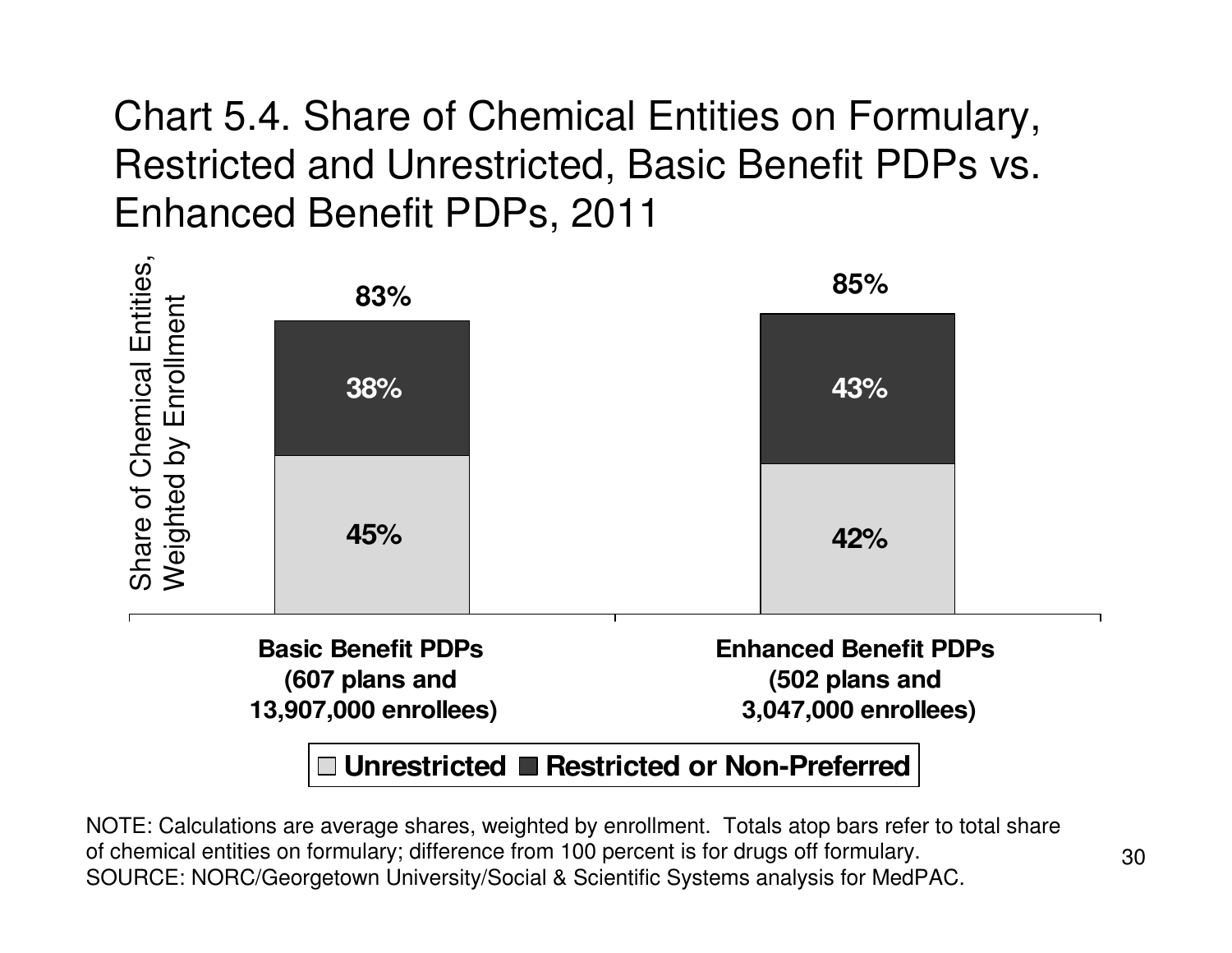# Chart 5.4. Share of Chemical Entities on Formulary, Restricted and Unrestricted, Basic Benefit PDPs vs. Enhanced Benefit PDPs, 2011

Share of Chemical Entities, Weighted by Enrollment

| | Basic Benefit PDPs (607 plans and 13,907,000 enrollees) | Enhanced Benefit PDPs (502 plans and 3,047,000 enrollees) |
|---|---|---|
| Unrestricted | 45% | 42% |
| Restricted or Non-Preferred | 38% | 43% |
| Total | 83% | 85% |

NOTE: Calculations are average shares, weighted by enrollment. Totals atop bars refer to total share of chemical entities on formulary; difference from 100 percent is for drugs off formulary.
SOURCE: NORC/Georgetown University/Social & Scientific Systems analysis for MedPAC.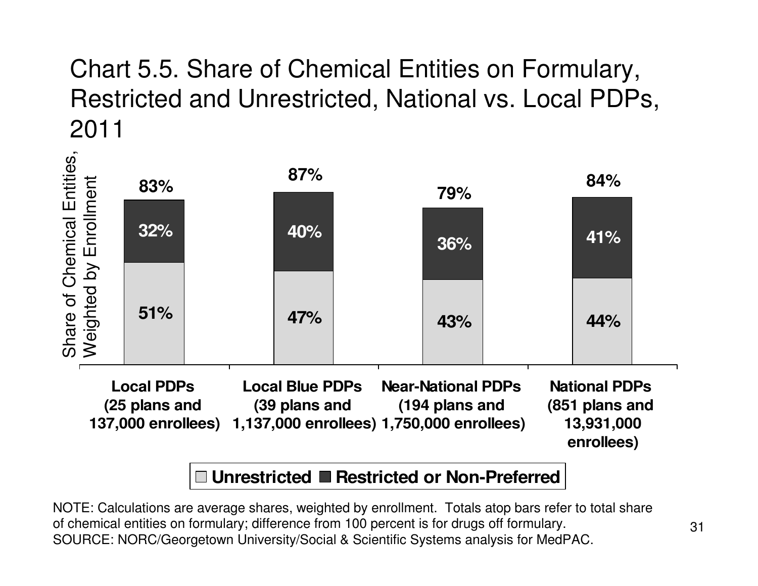# Chart 5.5. Share of Chemical Entities on Formulary, Restricted and Unrestricted, National vs. Local PDPs, 2011

Share of Chemical Entities, Weighted by Enrollment

| | Local PDPs (25 plans and 137,000 enrollees) | Local Blue PDPs (39 plans and 1,137,000 enrollees) | Near-National PDPs (194 plans and 1,750,000 enrollees) | National PDPs (851 plans and 13,931,000 enrollees) |
|---|---|---|---|---|
| Unrestricted | 51% | 47% | 43% | 44% |
| Restricted or Non-Preferred | 32% | 40% | 36% | 41% |
| Total | 83% | 87% | 79% | 84% |

NOTE: Calculations are average shares, weighted by enrollment. Totals atop bars refer to total share of chemical entities on formulary; difference from 100 percent is for drugs off formulary.
SOURCE: NORC/Georgetown University/Social & Scientific Systems analysis for MedPAC.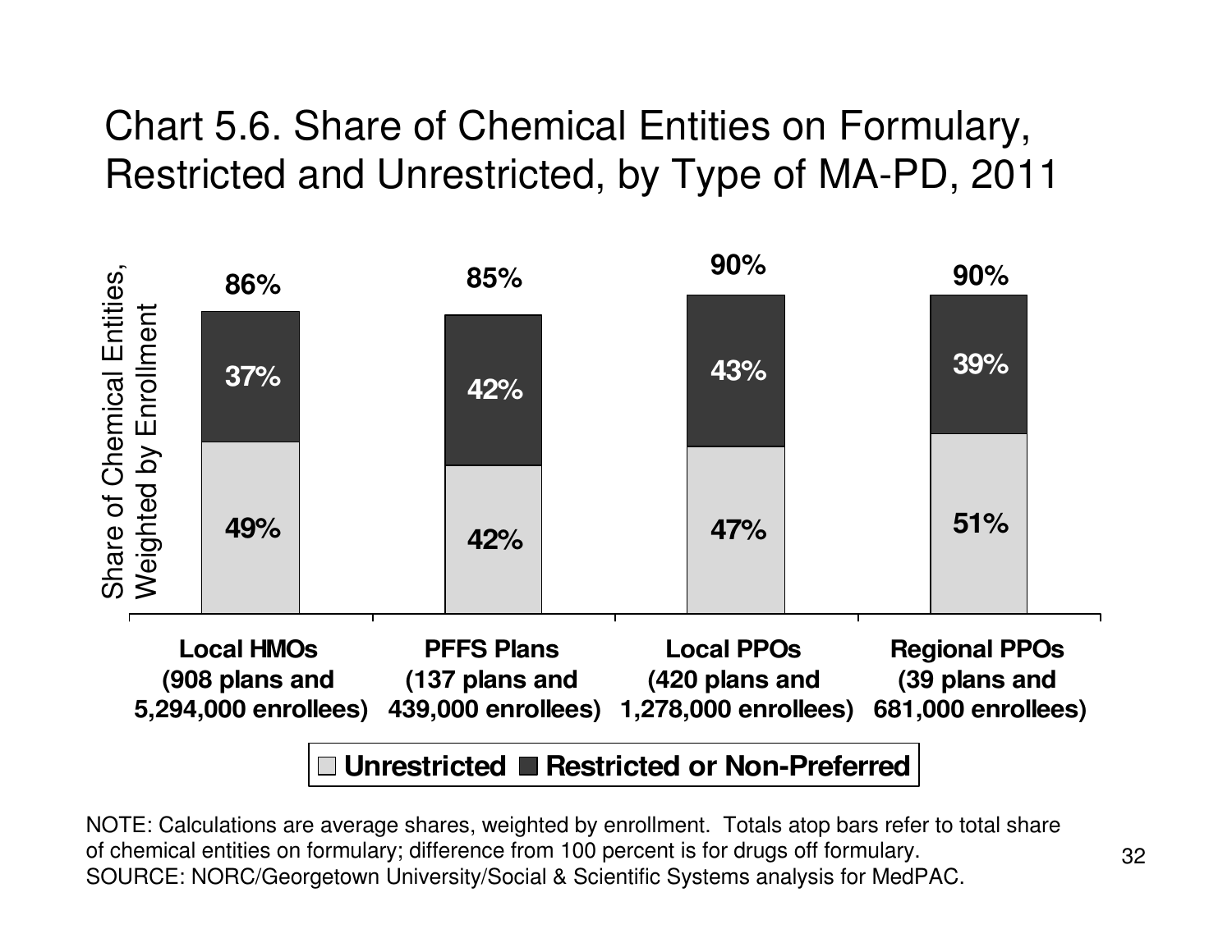# Chart 5.6. Share of Chemical Entities on Formulary, Restricted and Unrestricted, by Type of MA-PD, 2011

Share of Chemical Entities, Weighted by Enrollment

| | Local HMOs (908 plans and 5,294,000 enrollees) | PFFS Plans (137 plans and 439,000 enrollees) | Local PPOs (420 plans and 1,278,000 enrollees) | Regional PPOs (39 plans and 681,000 enrollees) |
|---|---|---|---|---|
| Unrestricted | 49% | 42% | 47% | 51% |
| Restricted or Non-Preferred | 37% | 42% | 43% | 39% |
| Total | 86% | 85% | 90% | 90% |

NOTE: Calculations are average shares, weighted by enrollment. Totals atop bars refer to total share of chemical entities on formulary; difference from 100 percent is for drugs off formulary.
SOURCE: NORC/Georgetown University/Social & Scientific Systems analysis for MedPAC.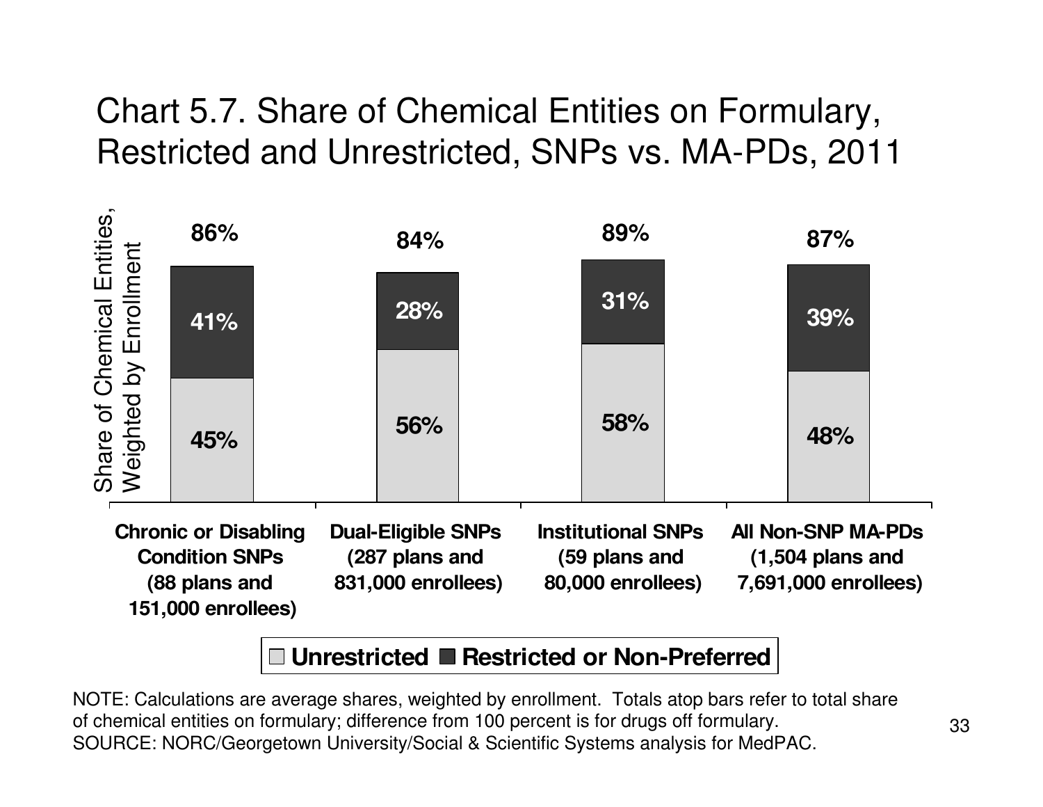# Chart 5.7. Share of Chemical Entities on Formulary, Restricted and Unrestricted, SNPs vs. MA-PDs, 2011

| Share of Chemical Entities, Weighted by Enrollment | Chronic or Disabling Condition SNPs (88 plans and 151,000 enrollees) | Dual-Eligible SNPs (287 plans and 831,000 enrollees) | Institutional SNPs (59 plans and 80,000 enrollees) | All Non-SNP MA-PDs (1,504 plans and 7,691,000 enrollees) |
|---|---|---|---|---|
| Unrestricted | 45% | 56% | 58% | 48% |
| Restricted or Non-Preferred | 41% | 28% | 31% | 39% |
| Total | 86% | 84% | 89% | 87% |

NOTE: Calculations are average shares, weighted by enrollment. Totals atop bars refer to total share of chemical entities on formulary; difference from 100 percent is for drugs off formulary.
SOURCE: NORC/Georgetown University/Social & Scientific Systems analysis for MedPAC.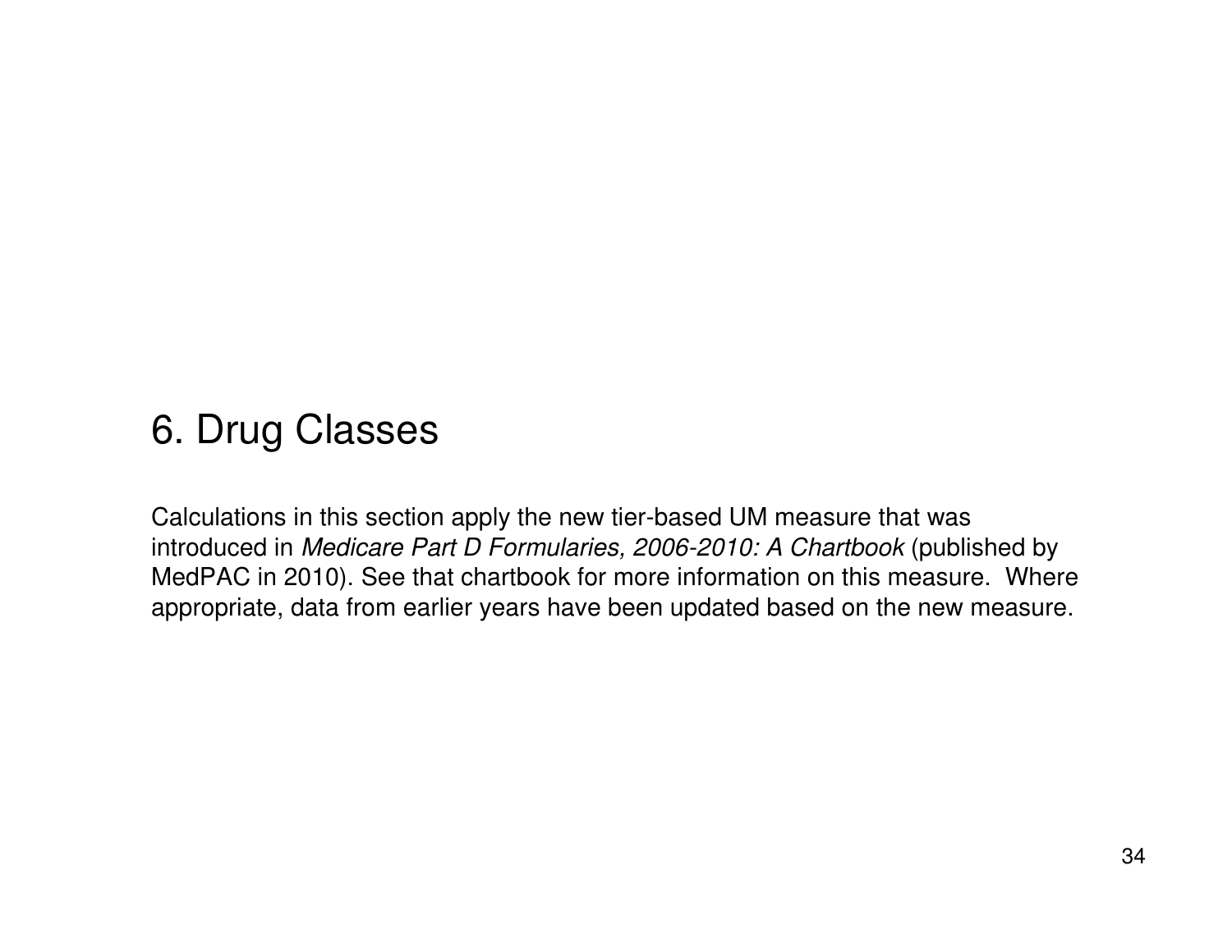# 6. Drug Classes

Calculations in this section apply the new tier-based UM measure that was introduced in *Medicare Part D Formularies, 2006-2010: A Chartbook* (published by MedPAC in 2010). See that chartbook for more information on this measure. Where appropriate, data from earlier years have been updated based on the new measure.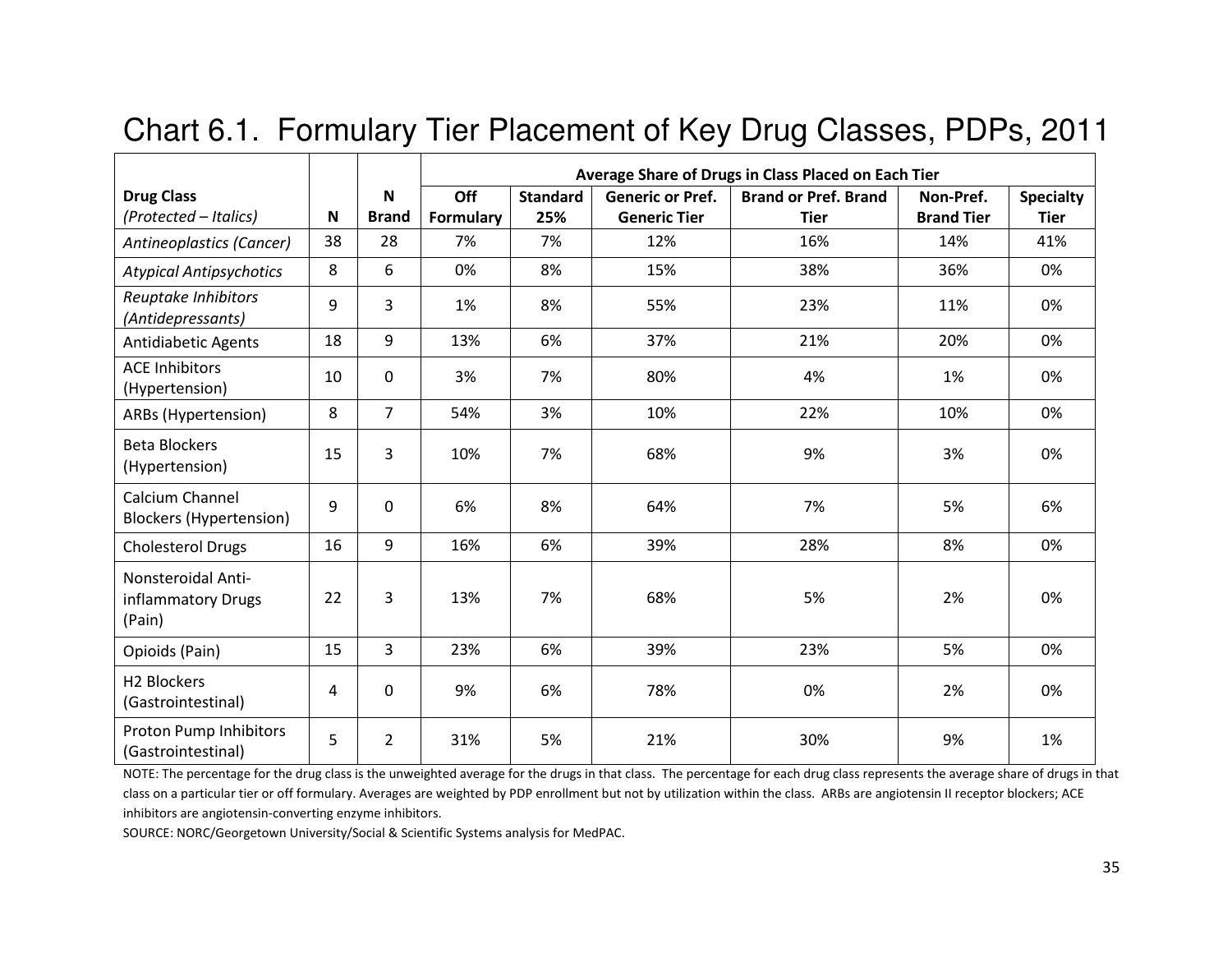# Chart 6.1. Formulary Tier Placement of Key Drug Classes, PDPs, 2011

| Drug Class *(Protected – Italics)* | N | N Brand | Average Share of Drugs in Class Placed on Each Tier | | | | | |
|---|---|---|---|---|---|---|---|---|
| | | | Off Formulary | Standard 25% | Generic or Pref. Generic Tier | Brand or Pref. Brand Tier | Non-Pref. Brand Tier | Specialty Tier |
| *Antineoplastics (Cancer)* | 38 | 28 | 7% | 7% | 12% | 16% | 14% | 41% |
| *Atypical Antipsychotics* | 8 | 6 | 0% | 8% | 15% | 38% | 36% | 0% |
| *Reuptake Inhibitors (Antidepressants)* | 9 | 3 | 1% | 8% | 55% | 23% | 11% | 0% |
| Antidiabetic Agents | 18 | 9 | 13% | 6% | 37% | 21% | 20% | 0% |
| ACE Inhibitors (Hypertension) | 10 | 0 | 3% | 7% | 80% | 4% | 1% | 0% |
| ARBs (Hypertension) | 8 | 7 | 54% | 3% | 10% | 22% | 10% | 0% |
| Beta Blockers (Hypertension) | 15 | 3 | 10% | 7% | 68% | 9% | 3% | 0% |
| Calcium Channel Blockers (Hypertension) | 9 | 0 | 6% | 8% | 64% | 7% | 5% | 6% |
| Cholesterol Drugs | 16 | 9 | 16% | 6% | 39% | 28% | 8% | 0% |
| Nonsteroidal Anti-inflammatory Drugs (Pain) | 22 | 3 | 13% | 7% | 68% | 5% | 2% | 0% |
| Opioids (Pain) | 15 | 3 | 23% | 6% | 39% | 23% | 5% | 0% |
| H2 Blockers (Gastrointestinal) | 4 | 0 | 9% | 6% | 78% | 0% | 2% | 0% |
| Proton Pump Inhibitors (Gastrointestinal) | 5 | 2 | 31% | 5% | 21% | 30% | 9% | 1% |

NOTE: The percentage for the drug class is the unweighted average for the drugs in that class. The percentage for each drug class represents the average share of drugs in that class on a particular tier or off formulary. Averages are weighted by PDP enrollment but not by utilization within the class. ARBs are angiotensin II receptor blockers; ACE inhibitors are angiotensin-converting enzyme inhibitors.

SOURCE: NORC/Georgetown University/Social & Scientific Systems analysis for MedPAC.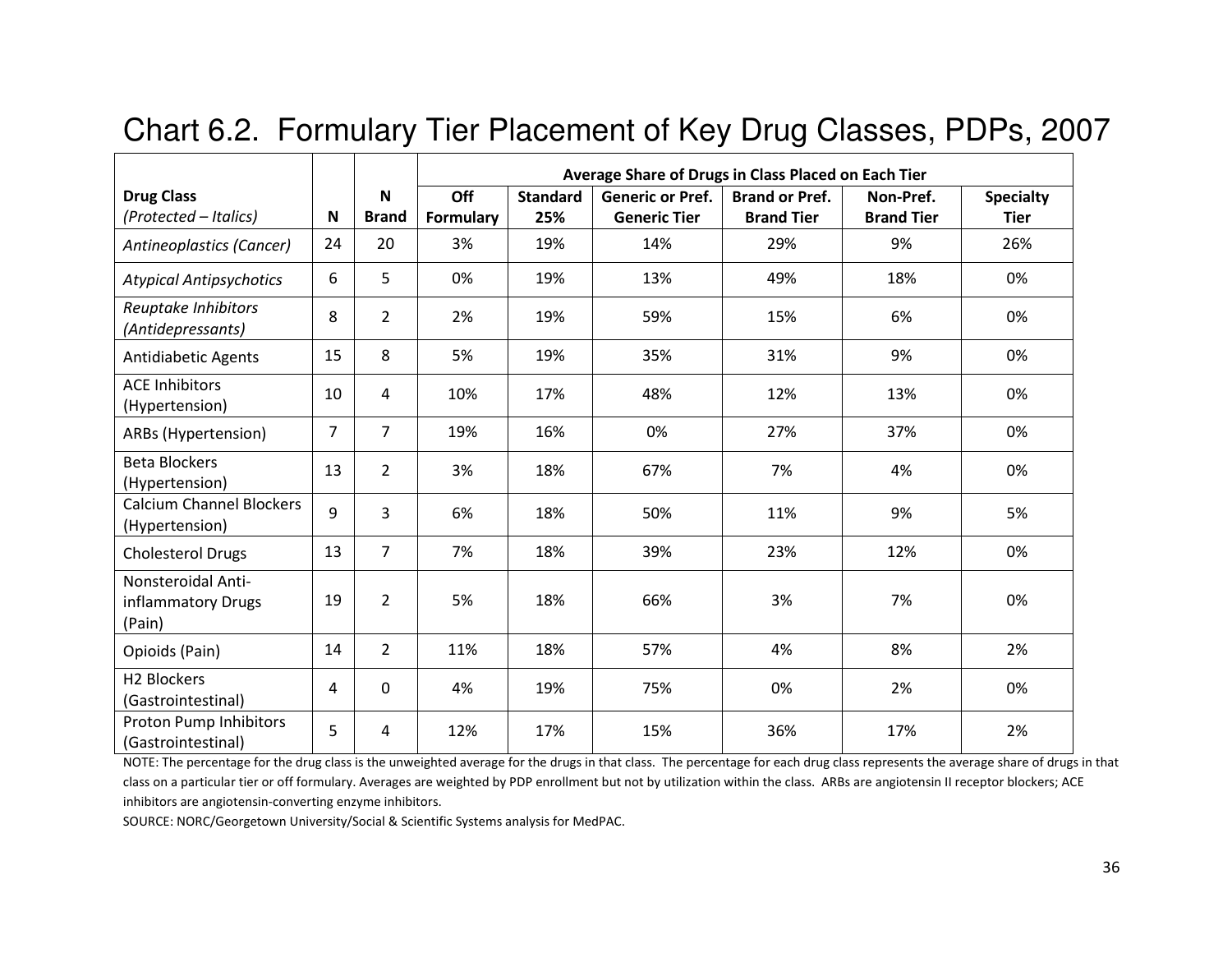# Chart 6.2. Formulary Tier Placement of Key Drug Classes, PDPs, 2007

| Drug Class *(Protected – Italics)* | N | N Brand | Average Share of Drugs in Class Placed on Each Tier | | | | | |
|---|---|---|---|---|---|---|---|---|
| | | | Off Formulary | Standard 25% | Generic or Pref. Generic Tier | Brand or Pref. Brand Tier | Non-Pref. Brand Tier | Specialty Tier |
| *Antineoplastics (Cancer)* | 24 | 20 | 3% | 19% | 14% | 29% | 9% | 26% |
| *Atypical Antipsychotics* | 6 | 5 | 0% | 19% | 13% | 49% | 18% | 0% |
| *Reuptake Inhibitors (Antidepressants)* | 8 | 2 | 2% | 19% | 59% | 15% | 6% | 0% |
| Antidiabetic Agents | 15 | 8 | 5% | 19% | 35% | 31% | 9% | 0% |
| ACE Inhibitors (Hypertension) | 10 | 4 | 10% | 17% | 48% | 12% | 13% | 0% |
| ARBs (Hypertension) | 7 | 7 | 19% | 16% | 0% | 27% | 37% | 0% |
| Beta Blockers (Hypertension) | 13 | 2 | 3% | 18% | 67% | 7% | 4% | 0% |
| Calcium Channel Blockers (Hypertension) | 9 | 3 | 6% | 18% | 50% | 11% | 9% | 5% |
| Cholesterol Drugs | 13 | 7 | 7% | 18% | 39% | 23% | 12% | 0% |
| Nonsteroidal Anti-inflammatory Drugs (Pain) | 19 | 2 | 5% | 18% | 66% | 3% | 7% | 0% |
| Opioids (Pain) | 14 | 2 | 11% | 18% | 57% | 4% | 8% | 2% |
| H2 Blockers (Gastrointestinal) | 4 | 0 | 4% | 19% | 75% | 0% | 2% | 0% |
| Proton Pump Inhibitors (Gastrointestinal) | 5 | 4 | 12% | 17% | 15% | 36% | 17% | 2% |

NOTE: The percentage for the drug class is the unweighted average for the drugs in that class. The percentage for each drug class represents the average share of drugs in that class on a particular tier or off formulary. Averages are weighted by PDP enrollment but not by utilization within the class. ARBs are angiotensin II receptor blockers; ACE inhibitors are angiotensin-converting enzyme inhibitors.

SOURCE: NORC/Georgetown University/Social & Scientific Systems analysis for MedPAC.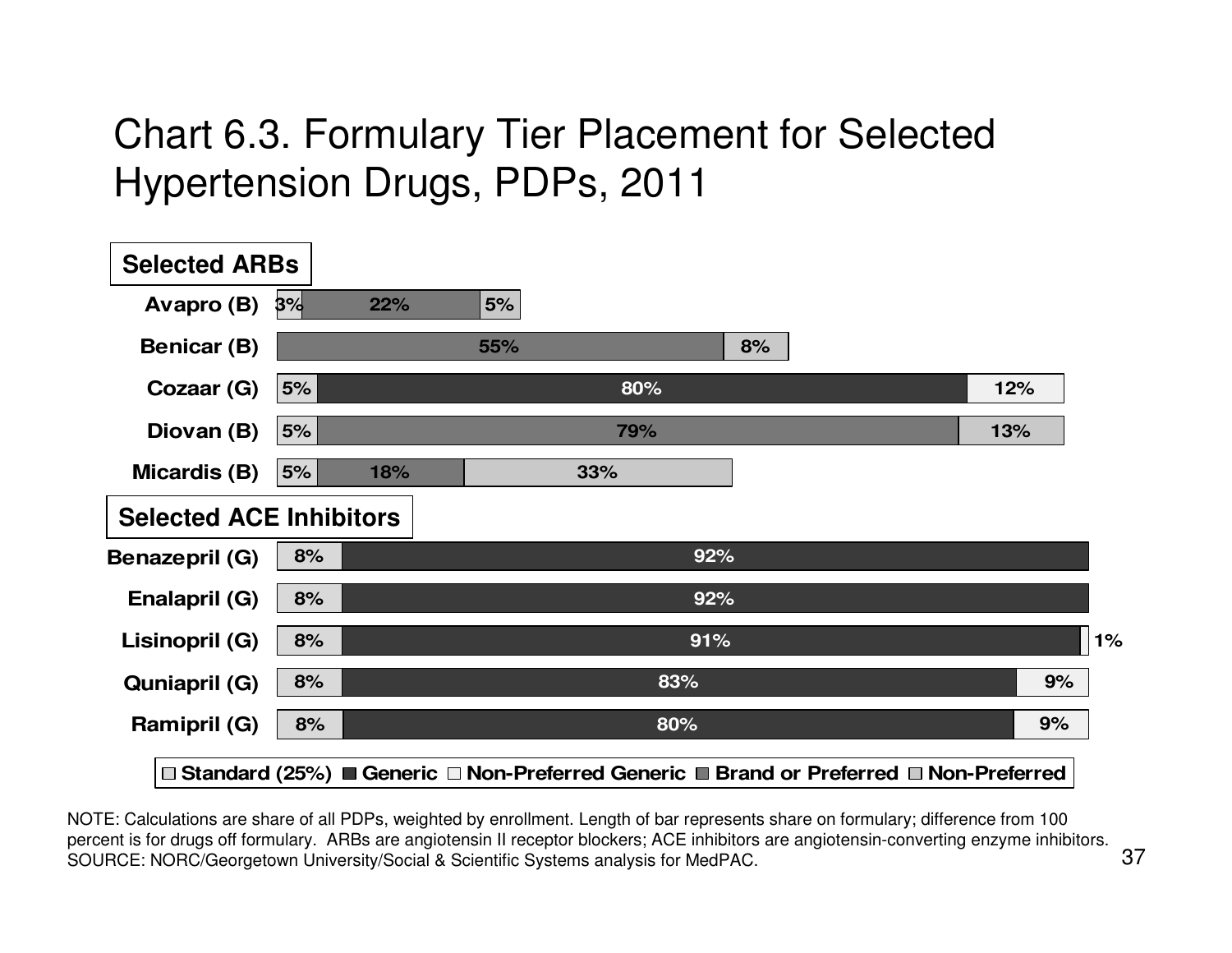# Chart 6.3. Formulary Tier Placement for Selected Hypertension Drugs, PDPs, 2011

| Drug | Standard (25%) | Generic | Non-Preferred Generic | Brand or Preferred | Non-Preferred |
|---|---|---|---|---|---|
| **Selected ARBs** | | | | | |
| Avapro (B) | 3% | | | 22% | 5% |
| Benicar (B) | | | | 55% | 8% |
| Cozaar (G) | 5% | 80% | 12% | | |
| Diovan (B) | 5% | | | 79% | 13% |
| Micardis (B) | 5% | | | 18% | 33% |
| **Selected ACE Inhibitors** | | | | | |
| Benazepril (G) | 8% | 92% | | | |
| Enalapril (G) | 8% | 92% | | | |
| Lisinopril (G) | 8% | 91% | 1% | | |
| Quniapril (G) | 8% | 83% | 9% | | |
| Ramipril (G) | 8% | 80% | 9% | | |

NOTE: Calculations are share of all PDPs, weighted by enrollment. Length of bar represents share on formulary; difference from 100 percent is for drugs off formulary. ARBs are angiotensin II receptor blockers; ACE inhibitors are angiotensin-converting enzyme inhibitors.
SOURCE: NORC/Georgetown University/Social & Scientific Systems analysis for MedPAC.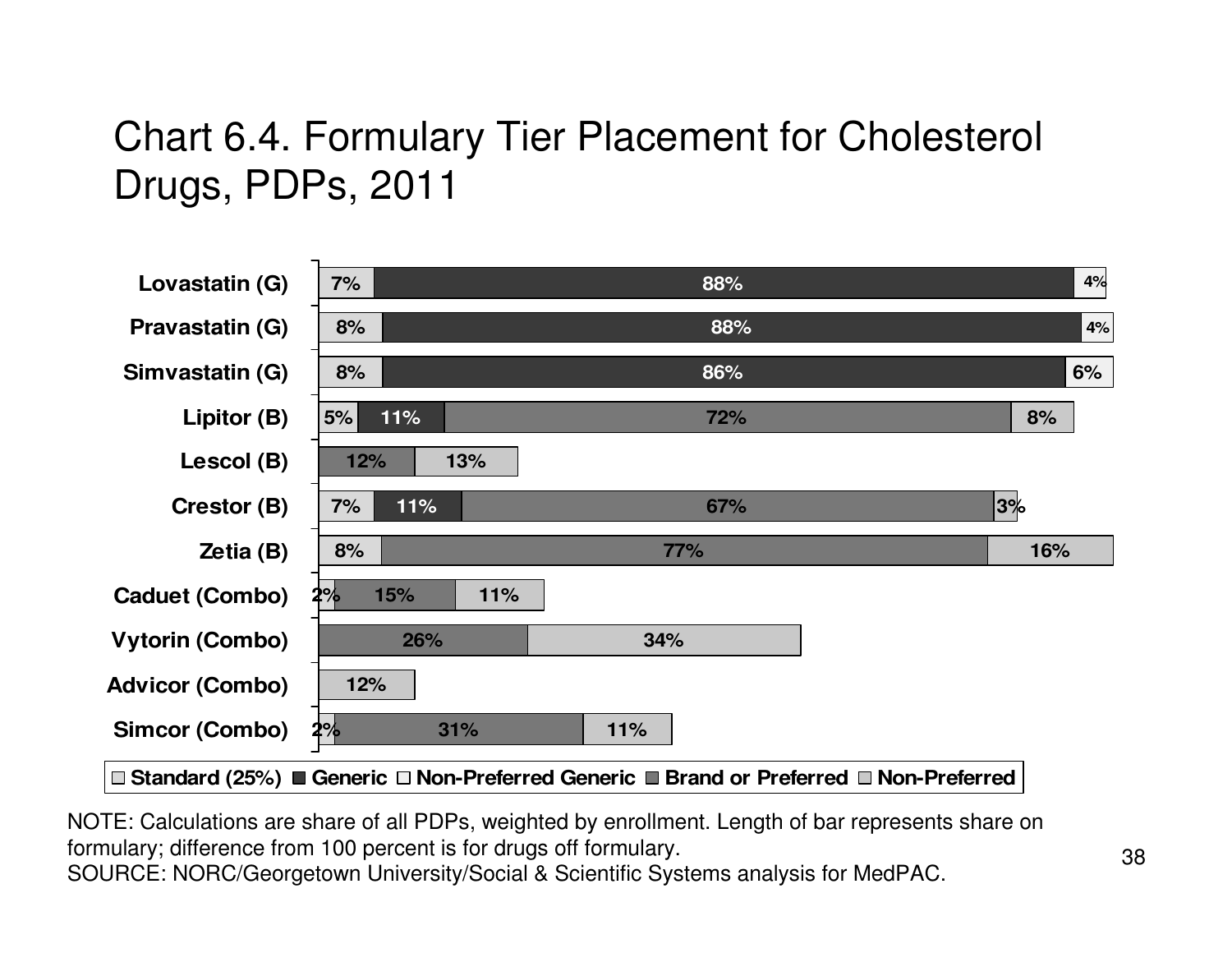# Chart 6.4. Formulary Tier Placement for Cholesterol Drugs, PDPs, 2011

| Drug | Standard (25%) | Generic | Non-Preferred Generic | Brand or Preferred | Non-Preferred |
| --- | --- | --- | --- | --- | --- |
| Lovastatin (G) | 7% | 88% | 4% | | |
| Pravastatin (G) | 8% | 88% | 4% | | |
| Simvastatin (G) | 8% | 86% | 6% | | |
| Lipitor (B) | 5% | 11% | | 72% | 8% |
| Lescol (B) | | | | 12% | 13% |
| Crestor (B) | 7% | 11% | | 67% | 3% |
| Zetia (B) | 8% | | | 77% | 16% |
| Caduet (Combo) | 2% | | | 15% | 11% |
| Vytorin (Combo) | | | | 26% | 34% |
| Advicor (Combo) | | | | | 12% |
| Simcor (Combo) | 2% | | | 31% | 11% |

NOTE: Calculations are share of all PDPs, weighted by enrollment. Length of bar represents share on formulary; difference from 100 percent is for drugs off formulary.
SOURCE: NORC/Georgetown University/Social & Scientific Systems analysis for MedPAC.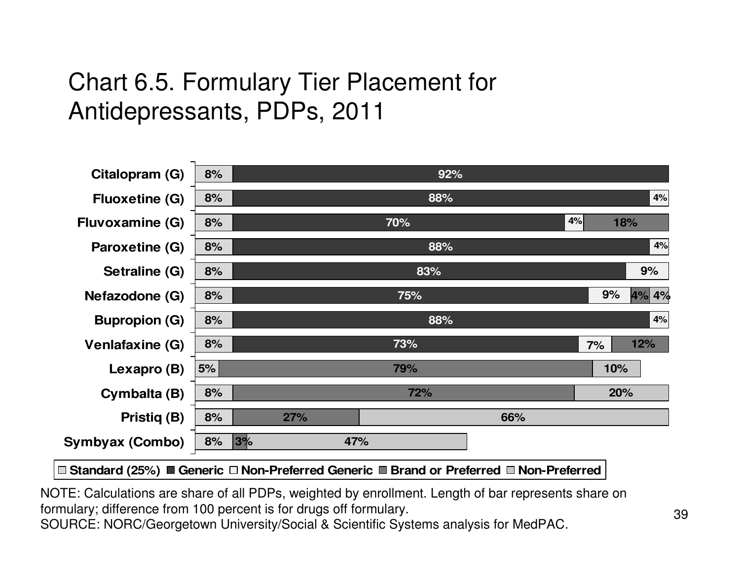# Chart 6.5. Formulary Tier Placement for Antidepressants, PDPs, 2011

| Drug | Standard (25%) | Generic | Non-Preferred Generic | Brand or Preferred | Non-Preferred |
| --- | --- | --- | --- | --- | --- |
| Citalopram (G) | 8% | 92% | | | |
| Fluoxetine (G) | 8% | 88% | 4% | | |
| Fluvoxamine (G) | 8% | 70% | 4% | 18% | |
| Paroxetine (G) | 8% | 88% | 4% | | |
| Setraline (G) | 8% | 83% | 9% | | |
| Nefazodone (G) | 8% | 75% | 9% | 4% | 4% |
| Bupropion (G) | 8% | 88% | 4% | | |
| Venlafaxine (G) | 8% | 73% | 7% | 12% | |
| Lexapro (B) | 5% | | | 79% | 10% |
| Cymbalta (B) | 8% | | | 72% | 20% |
| Pristiq (B) | 8% | | | 27% | 66% |
| Symbyax (Combo) | 8% | | | 3% | 47% |

NOTE: Calculations are share of all PDPs, weighted by enrollment. Length of bar represents share on formulary; difference from 100 percent is for drugs off formulary.
SOURCE: NORC/Georgetown University/Social & Scientific Systems analysis for MedPAC.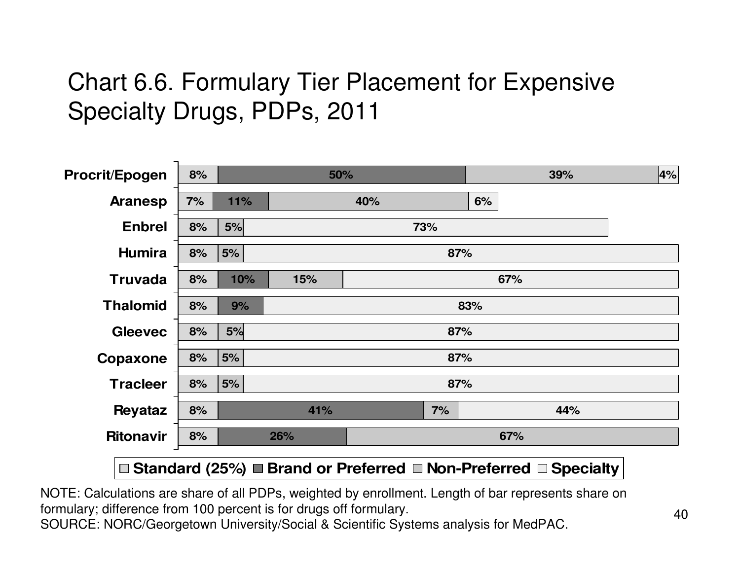# Chart 6.6. Formulary Tier Placement for Expensive Specialty Drugs, PDPs, 2011

| Drug | Standard (25%) | Brand or Preferred | Non-Preferred | Specialty |
|---|---|---|---|---|
| Procrit/Epogen | 8% | 50% | 39% | 4% |
| Aranesp | 7% | 11% | 40% | 6% |
| Enbrel | 8% | 5% | | 73% |
| Humira | 8% | 5% | | 87% |
| Truvada | 8% | 10% | 15% | 67% |
| Thalomid | 8% | 9% | | 83% |
| Gleevec | 8% | 5% | | 87% |
| Copaxone | 8% | 5% | | 87% |
| Tracleer | 8% | 5% | | 87% |
| Reyataz | 8% | 41% | 7% | 44% |
| Ritonavir | 8% | 26% | 67% | |

NOTE: Calculations are share of all PDPs, weighted by enrollment. Length of bar represents share on formulary; difference from 100 percent is for drugs off formulary.

SOURCE: NORC/Georgetown University/Social & Scientific Systems analysis for MedPAC.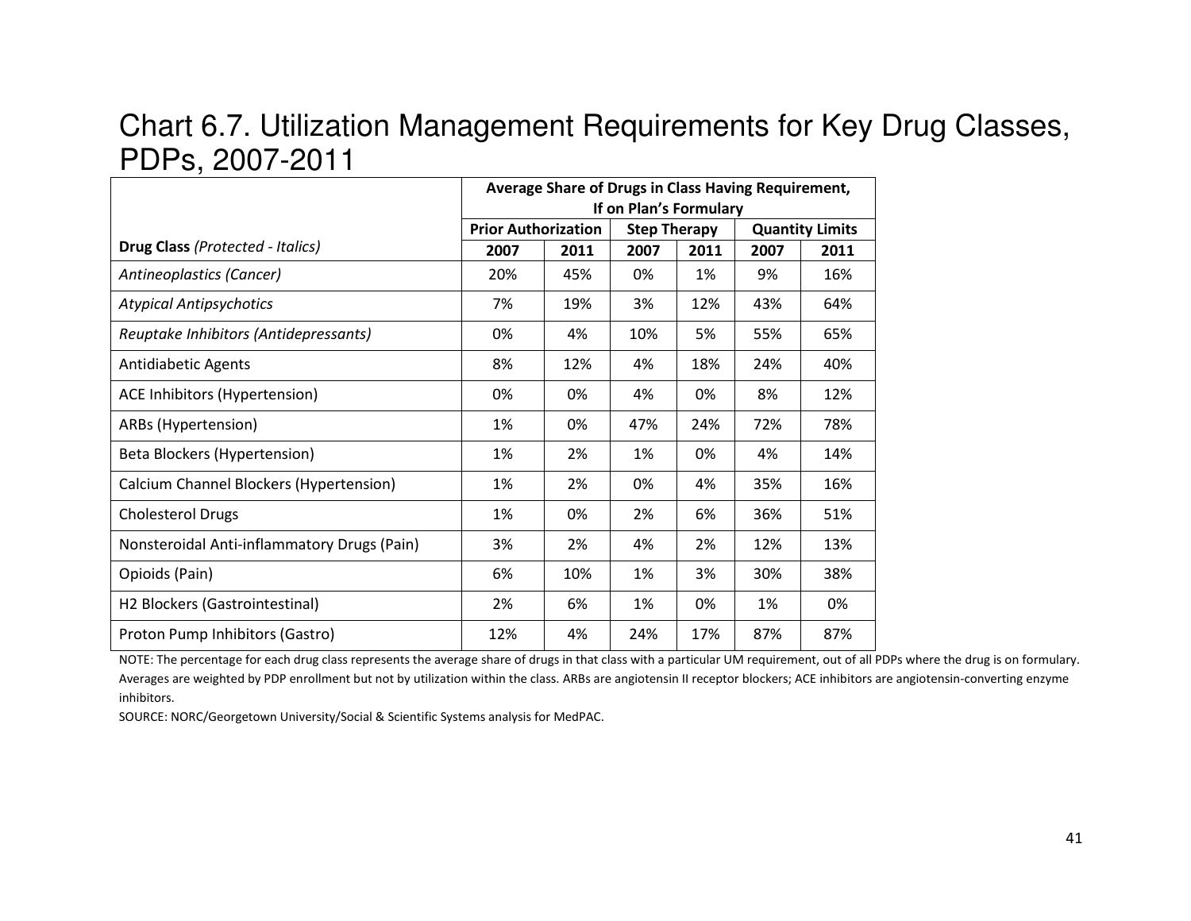# Chart 6.7. Utilization Management Requirements for Key Drug Classes, PDPs, 2007-2011

| | Average Share of Drugs in Class Having Requirement, If on Plan's Formulary | | | | | |
|---|---|---|---|---|---|---|
| | **Prior Authorization** | | **Step Therapy** | | **Quantity Limits** | |
| **Drug Class** *(Protected - Italics)* | **2007** | **2011** | **2007** | **2011** | **2007** | **2011** |
| *Antineoplastics (Cancer)* | 20% | 45% | 0% | 1% | 9% | 16% |
| *Atypical Antipsychotics* | 7% | 19% | 3% | 12% | 43% | 64% |
| *Reuptake Inhibitors (Antidepressants)* | 0% | 4% | 10% | 5% | 55% | 65% |
| Antidiabetic Agents | 8% | 12% | 4% | 18% | 24% | 40% |
| ACE Inhibitors (Hypertension) | 0% | 0% | 4% | 0% | 8% | 12% |
| ARBs (Hypertension) | 1% | 0% | 47% | 24% | 72% | 78% |
| Beta Blockers (Hypertension) | 1% | 2% | 1% | 0% | 4% | 14% |
| Calcium Channel Blockers (Hypertension) | 1% | 2% | 0% | 4% | 35% | 16% |
| Cholesterol Drugs | 1% | 0% | 2% | 6% | 36% | 51% |
| Nonsteroidal Anti-inflammatory Drugs (Pain) | 3% | 2% | 4% | 2% | 12% | 13% |
| Opioids (Pain) | 6% | 10% | 1% | 3% | 30% | 38% |
| H2 Blockers (Gastrointestinal) | 2% | 6% | 1% | 0% | 1% | 0% |
| Proton Pump Inhibitors (Gastro) | 12% | 4% | 24% | 17% | 87% | 87% |

NOTE: The percentage for each drug class represents the average share of drugs in that class with a particular UM requirement, out of all PDPs where the drug is on formulary. Averages are weighted by PDP enrollment but not by utilization within the class. ARBs are angiotensin II receptor blockers; ACE inhibitors are angiotensin-converting enzyme inhibitors.

SOURCE: NORC/Georgetown University/Social & Scientific Systems analysis for MedPAC.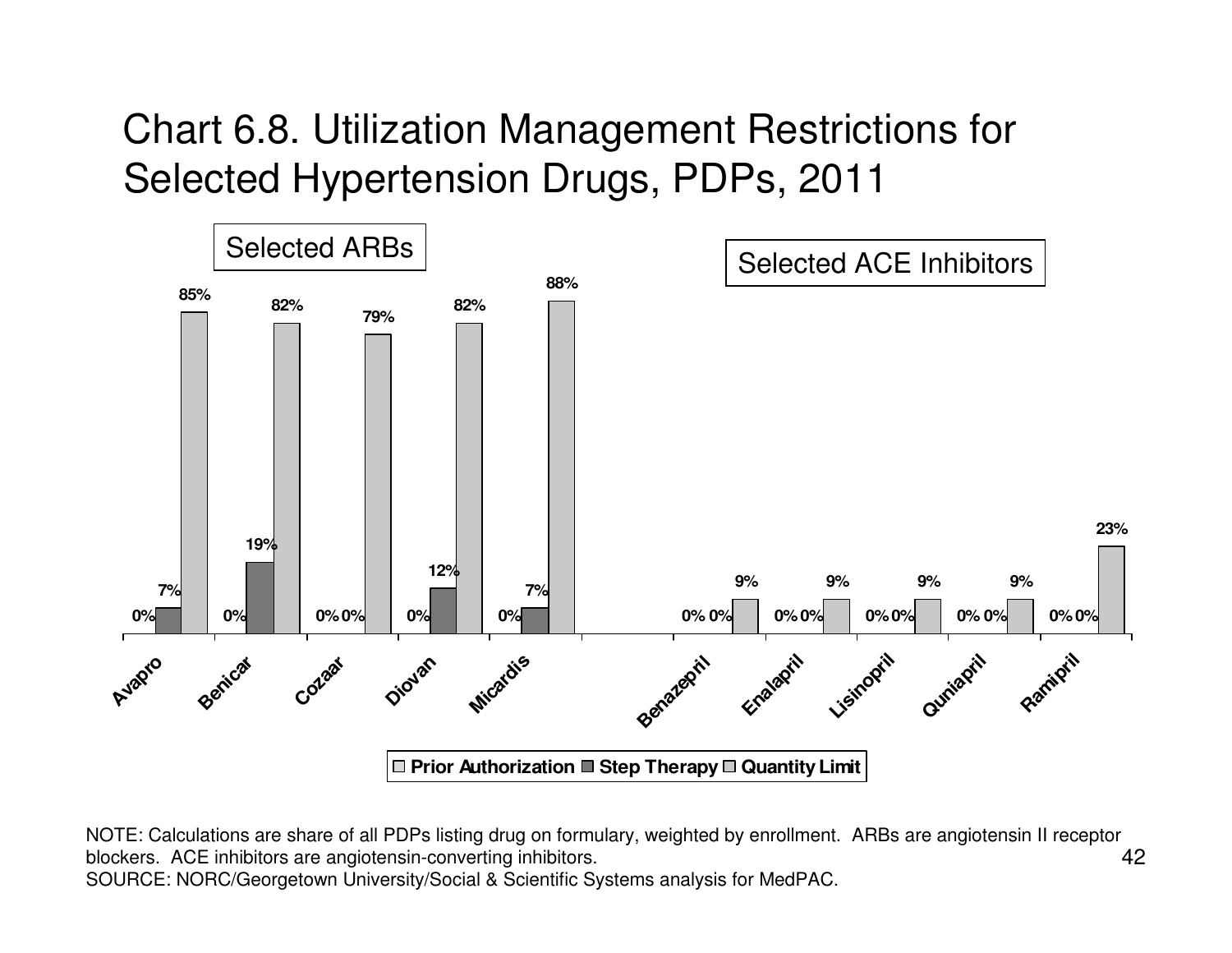# Chart 6.8. Utilization Management Restrictions for Selected Hypertension Drugs, PDPs, 2011

| | Drug | Prior Authorization | Step Therapy | Quantity Limit |
|---|---|---|---|---|
| Selected ARBs | Avapro | 0% | 7% | 85% |
| | Benicar | 0% | 19% | 82% |
| | Cozaar | 0% | 0% | 79% |
| | Diovan | 0% | 12% | 82% |
| | Micardis | 0% | 7% | 88% |
| Selected ACE Inhibitors | Benazepril | 0% | 0% | 9% |
| | Enalapril | 0% | 0% | 9% |
| | Lisinopril | 0% | 0% | 9% |
| | Quniapril | 0% | 0% | 9% |
| | Ramipril | 0% | 0% | 23% |

NOTE: Calculations are share of all PDPs listing drug on formulary, weighted by enrollment. ARBs are angiotensin II receptor blockers. ACE inhibitors are angiotensin-converting inhibitors.

SOURCE: NORC/Georgetown University/Social & Scientific Systems analysis for MedPAC.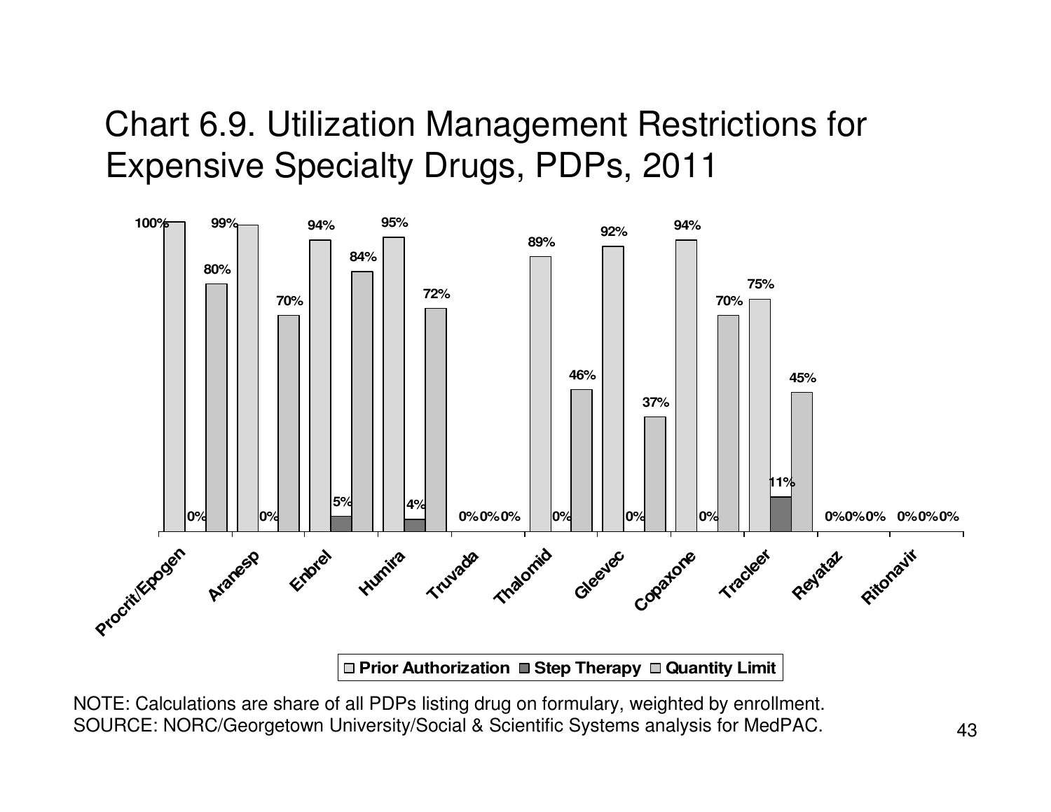# Chart 6.9. Utilization Management Restrictions for Expensive Specialty Drugs, PDPs, 2011

| Drug | Prior Authorization | Step Therapy | Quantity Limit |
|---|---|---|---|
| Procrit/Epogen | 100% | 0% | 80% |
| Aranesp | 99% | 0% | 70% |
| Enbrel | 94% | 5% | 84% |
| Humira | 95% | 4% | 72% |
| Truvada | 0% | 0% | 0% |
| Thalomid | 89% | 0% | 46% |
| Gleevec | 92% | 0% | 37% |
| Copaxone | 94% | 0% | 70% |
| Tracleer | 75% | 11% | 45% |
| Reyataz | 0% | 0% | 0% |
| Ritonavir | 0% | 0% | 0% |

NOTE: Calculations are share of all PDPs listing drug on formulary, weighted by enrollment.
SOURCE: NORC/Georgetown University/Social & Scientific Systems analysis for MedPAC.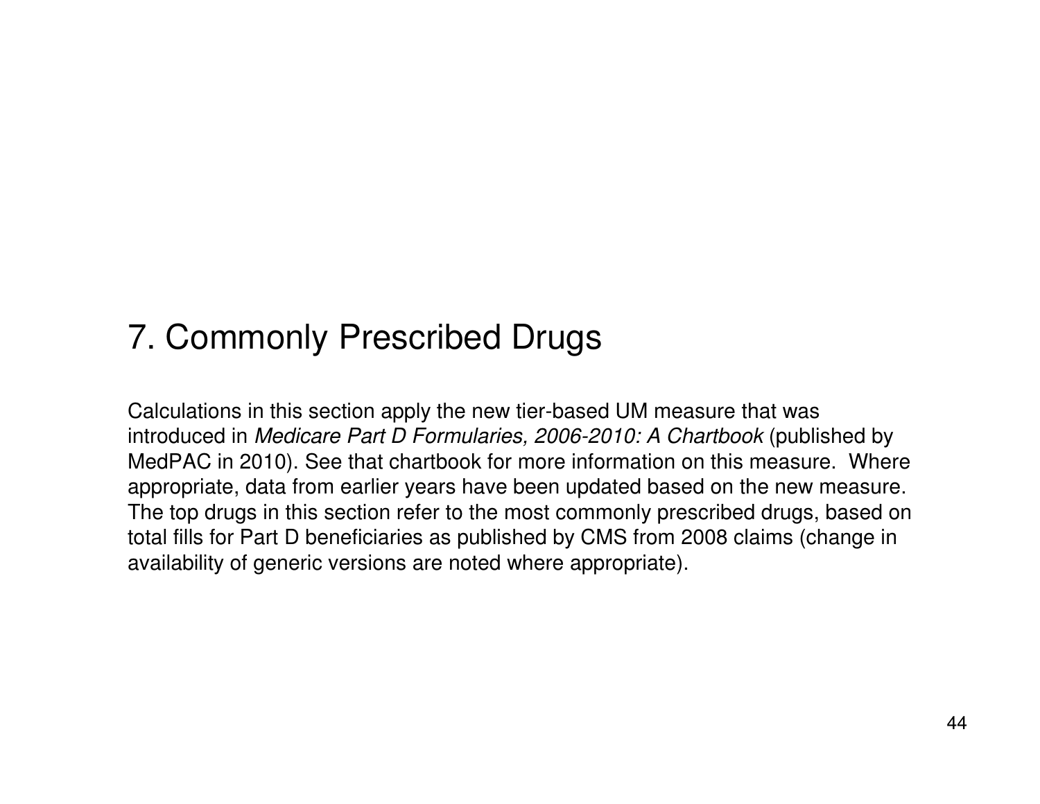# 7. Commonly Prescribed Drugs

Calculations in this section apply the new tier-based UM measure that was introduced in *Medicare Part D Formularies, 2006-2010: A Chartbook* (published by MedPAC in 2010). See that chartbook for more information on this measure. Where appropriate, data from earlier years have been updated based on the new measure. The top drugs in this section refer to the most commonly prescribed drugs, based on total fills for Part D beneficiaries as published by CMS from 2008 claims (change in availability of generic versions are noted where appropriate).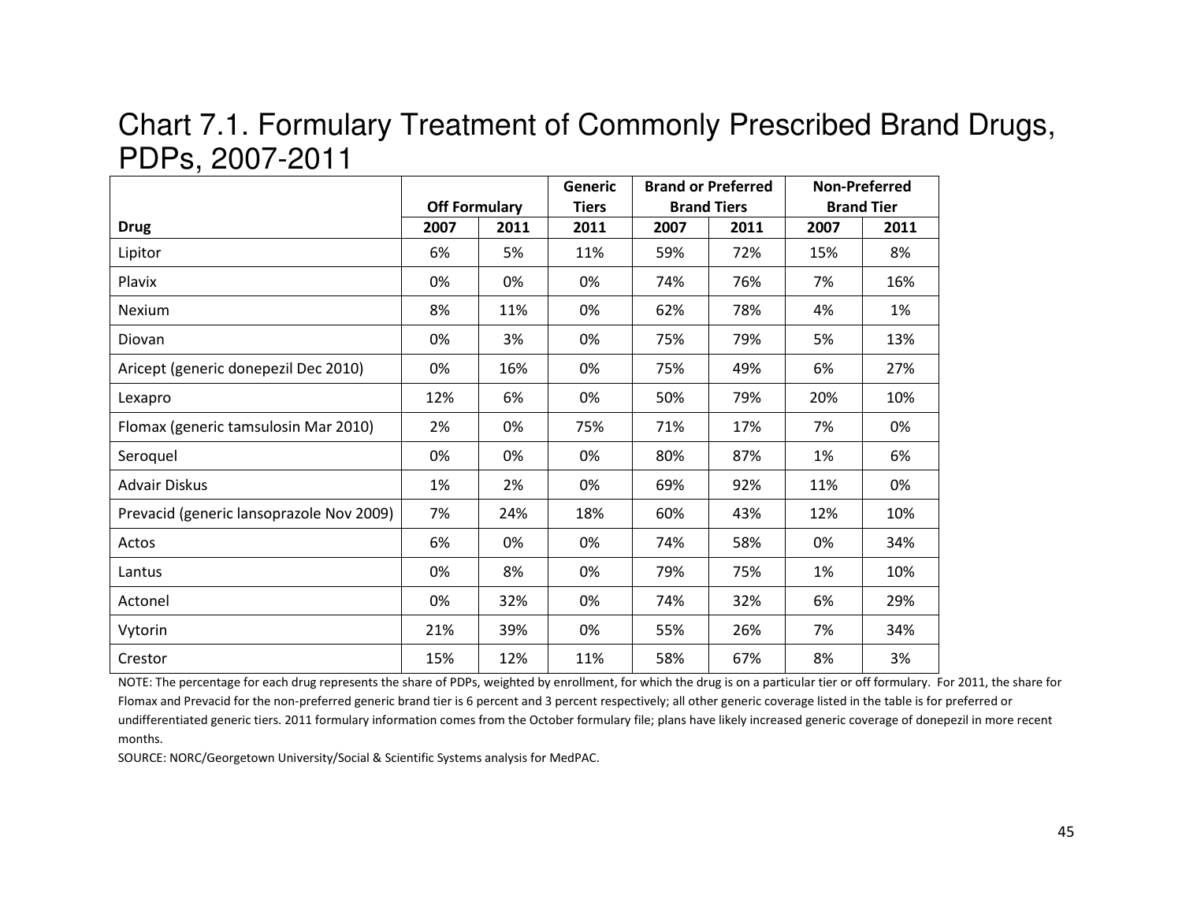# Chart 7.1. Formulary Treatment of Commonly Prescribed Brand Drugs, PDPs, 2007-2011

| | Off Formulary | | Generic Tiers | Brand or Preferred Brand Tiers | | Non-Preferred Brand Tier | |
|---|---|---|---|---|---|---|---|
| **Drug** | **2007** | **2011** | **2011** | **2007** | **2011** | **2007** | **2011** |
| Lipitor | 6% | 5% | 11% | 59% | 72% | 15% | 8% |
| Plavix | 0% | 0% | 0% | 74% | 76% | 7% | 16% |
| Nexium | 8% | 11% | 0% | 62% | 78% | 4% | 1% |
| Diovan | 0% | 3% | 0% | 75% | 79% | 5% | 13% |
| Aricept (generic donepezil Dec 2010) | 0% | 16% | 0% | 75% | 49% | 6% | 27% |
| Lexapro | 12% | 6% | 0% | 50% | 79% | 20% | 10% |
| Flomax (generic tamsulosin Mar 2010) | 2% | 0% | 75% | 71% | 17% | 7% | 0% |
| Seroquel | 0% | 0% | 0% | 80% | 87% | 1% | 6% |
| Advair Diskus | 1% | 2% | 0% | 69% | 92% | 11% | 0% |
| Prevacid (generic lansoprazole Nov 2009) | 7% | 24% | 18% | 60% | 43% | 12% | 10% |
| Actos | 6% | 0% | 0% | 74% | 58% | 0% | 34% |
| Lantus | 0% | 8% | 0% | 79% | 75% | 1% | 10% |
| Actonel | 0% | 32% | 0% | 74% | 32% | 6% | 29% |
| Vytorin | 21% | 39% | 0% | 55% | 26% | 7% | 34% |
| Crestor | 15% | 12% | 11% | 58% | 67% | 8% | 3% |

NOTE: The percentage for each drug represents the share of PDPs, weighted by enrollment, for which the drug is on a particular tier or off formulary. For 2011, the share for Flomax and Prevacid for the non-preferred generic brand tier is 6 percent and 3 percent respectively; all other generic coverage listed in the table is for preferred or undifferentiated generic tiers. 2011 formulary information comes from the October formulary file; plans have likely increased generic coverage of donepezil in more recent months.

SOURCE: NORC/Georgetown University/Social & Scientific Systems analysis for MedPAC.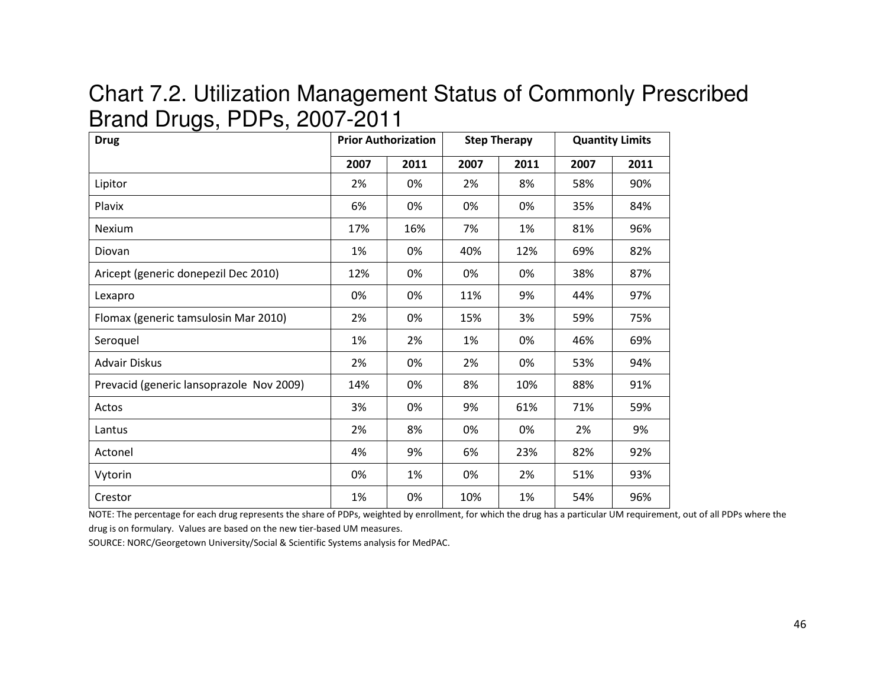# Chart 7.2. Utilization Management Status of Commonly Prescribed Brand Drugs, PDPs, 2007-2011

| Drug | Prior Authorization | | Step Therapy | | Quantity Limits | |
|---|---|---|---|---|---|---|
| | 2007 | 2011 | 2007 | 2011 | 2007 | 2011 |
| Lipitor | 2% | 0% | 2% | 8% | 58% | 90% |
| Plavix | 6% | 0% | 0% | 0% | 35% | 84% |
| Nexium | 17% | 16% | 7% | 1% | 81% | 96% |
| Diovan | 1% | 0% | 40% | 12% | 69% | 82% |
| Aricept (generic donepezil Dec 2010) | 12% | 0% | 0% | 0% | 38% | 87% |
| Lexapro | 0% | 0% | 11% | 9% | 44% | 97% |
| Flomax (generic tamsulosin Mar 2010) | 2% | 0% | 15% | 3% | 59% | 75% |
| Seroquel | 1% | 2% | 1% | 0% | 46% | 69% |
| Advair Diskus | 2% | 0% | 2% | 0% | 53% | 94% |
| Prevacid (generic lansoprazole Nov 2009) | 14% | 0% | 8% | 10% | 88% | 91% |
| Actos | 3% | 0% | 9% | 61% | 71% | 59% |
| Lantus | 2% | 8% | 0% | 0% | 2% | 9% |
| Actonel | 4% | 9% | 6% | 23% | 82% | 92% |
| Vytorin | 0% | 1% | 0% | 2% | 51% | 93% |
| Crestor | 1% | 0% | 10% | 1% | 54% | 96% |

NOTE: The percentage for each drug represents the share of PDPs, weighted by enrollment, for which the drug has a particular UM requirement, out of all PDPs where the drug is on formulary. Values are based on the new tier-based UM measures.

SOURCE: NORC/Georgetown University/Social & Scientific Systems analysis for MedPAC.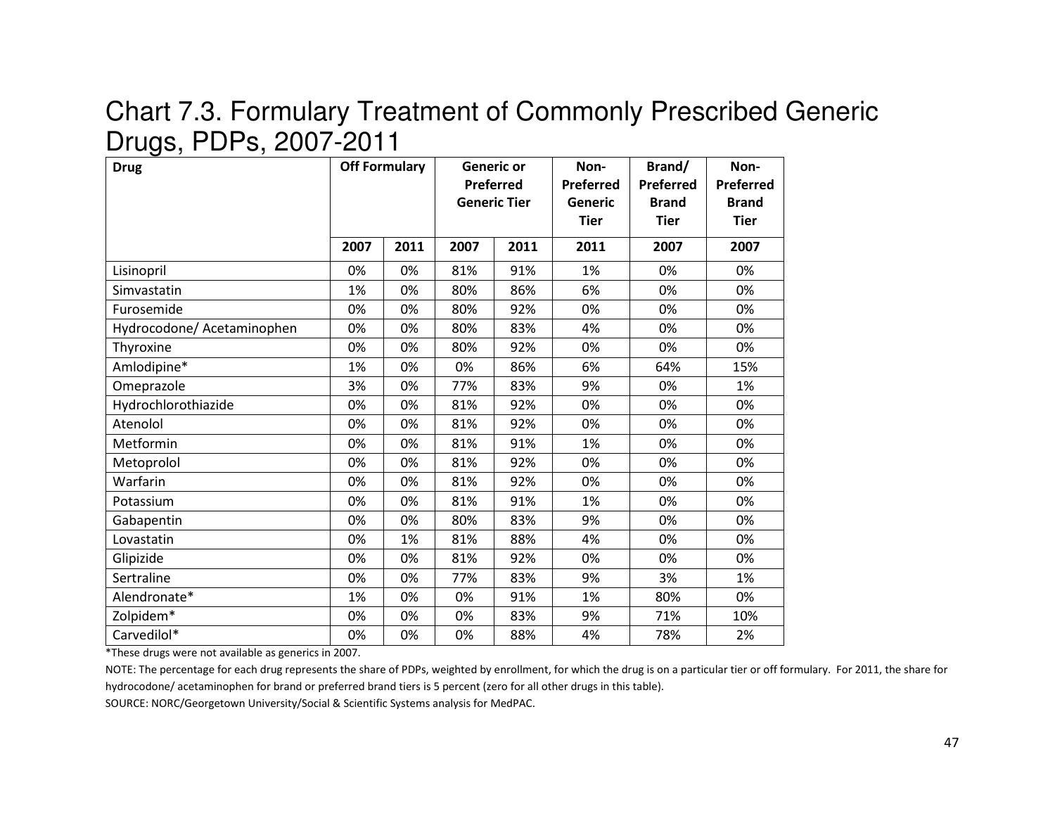# Chart 7.3. Formulary Treatment of Commonly Prescribed Generic Drugs, PDPs, 2007-2011

| Drug | Off Formulary | | Generic or Preferred Generic Tier | | Non-Preferred Generic Tier | Brand/ Preferred Brand Tier | Non-Preferred Brand Tier |
|---|---|---|---|---|---|---|---|
| | 2007 | 2011 | 2007 | 2011 | 2011 | 2007 | 2007 |
| Lisinopril | 0% | 0% | 81% | 91% | 1% | 0% | 0% |
| Simvastatin | 1% | 0% | 80% | 86% | 6% | 0% | 0% |
| Furosemide | 0% | 0% | 80% | 92% | 0% | 0% | 0% |
| Hydrocodone/ Acetaminophen | 0% | 0% | 80% | 83% | 4% | 0% | 0% |
| Thyroxine | 0% | 0% | 80% | 92% | 0% | 0% | 0% |
| Amlodipine* | 1% | 0% | 0% | 86% | 6% | 64% | 15% |
| Omeprazole | 3% | 0% | 77% | 83% | 9% | 0% | 1% |
| Hydrochlorothiazide | 0% | 0% | 81% | 92% | 0% | 0% | 0% |
| Atenolol | 0% | 0% | 81% | 92% | 0% | 0% | 0% |
| Metformin | 0% | 0% | 81% | 91% | 1% | 0% | 0% |
| Metoprolol | 0% | 0% | 81% | 92% | 0% | 0% | 0% |
| Warfarin | 0% | 0% | 81% | 92% | 0% | 0% | 0% |
| Potassium | 0% | 0% | 81% | 91% | 1% | 0% | 0% |
| Gabapentin | 0% | 0% | 80% | 83% | 9% | 0% | 0% |
| Lovastatin | 0% | 1% | 81% | 88% | 4% | 0% | 0% |
| Glipizide | 0% | 0% | 81% | 92% | 0% | 0% | 0% |
| Sertraline | 0% | 0% | 77% | 83% | 9% | 3% | 1% |
| Alendronate* | 1% | 0% | 0% | 91% | 1% | 80% | 0% |
| Zolpidem* | 0% | 0% | 0% | 83% | 9% | 71% | 10% |
| Carvedilol* | 0% | 0% | 0% | 88% | 4% | 78% | 2% |

*These drugs were not available as generics in 2007.

NOTE: The percentage for each drug represents the share of PDPs, weighted by enrollment, for which the drug is on a particular tier or off formulary. For 2011, the share for hydrocodone/ acetaminophen for brand or preferred brand tiers is 5 percent (zero for all other drugs in this table).

SOURCE: NORC/Georgetown University/Social & Scientific Systems analysis for MedPAC.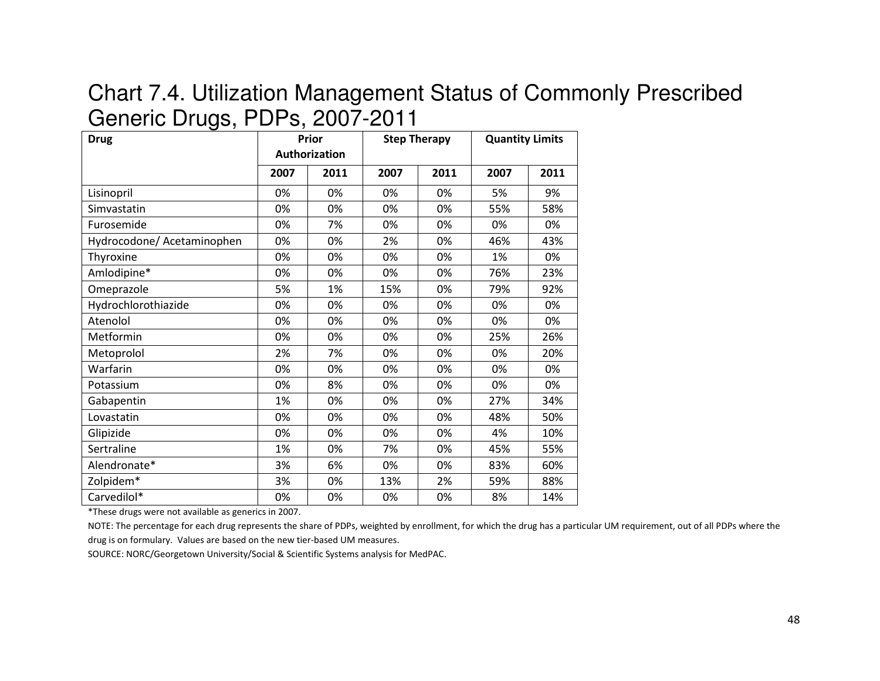# Chart 7.4. Utilization Management Status of Commonly Prescribed Generic Drugs, PDPs, 2007-2011

| Drug | Prior Authorization | | Step Therapy | | Quantity Limits | |
|---|---|---|---|---|---|---|
| | 2007 | 2011 | 2007 | 2011 | 2007 | 2011 |
| Lisinopril | 0% | 0% | 0% | 0% | 5% | 9% |
| Simvastatin | 0% | 0% | 0% | 0% | 55% | 58% |
| Furosemide | 0% | 7% | 0% | 0% | 0% | 0% |
| Hydrocodone/ Acetaminophen | 0% | 0% | 2% | 0% | 46% | 43% |
| Thyroxine | 0% | 0% | 0% | 0% | 1% | 0% |
| Amlodipine* | 0% | 0% | 0% | 0% | 76% | 23% |
| Omeprazole | 5% | 1% | 15% | 0% | 79% | 92% |
| Hydrochlorothiazide | 0% | 0% | 0% | 0% | 0% | 0% |
| Atenolol | 0% | 0% | 0% | 0% | 0% | 0% |
| Metformin | 0% | 0% | 0% | 0% | 25% | 26% |
| Metoprolol | 2% | 7% | 0% | 0% | 0% | 20% |
| Warfarin | 0% | 0% | 0% | 0% | 0% | 0% |
| Potassium | 0% | 8% | 0% | 0% | 0% | 0% |
| Gabapentin | 1% | 0% | 0% | 0% | 27% | 34% |
| Lovastatin | 0% | 0% | 0% | 0% | 48% | 50% |
| Glipizide | 0% | 0% | 0% | 0% | 4% | 10% |
| Sertraline | 1% | 0% | 7% | 0% | 45% | 55% |
| Alendronate* | 3% | 6% | 0% | 0% | 83% | 60% |
| Zolpidem* | 3% | 0% | 13% | 2% | 59% | 88% |
| Carvedilol* | 0% | 0% | 0% | 0% | 8% | 14% |

*These drugs were not available as generics in 2007.

NOTE: The percentage for each drug represents the share of PDPs, weighted by enrollment, for which the drug has a particular UM requirement, out of all PDPs where the drug is on formulary. Values are based on the new tier-based UM measures.

SOURCE: NORC/Georgetown University/Social & Scientific Systems analysis for MedPAC.